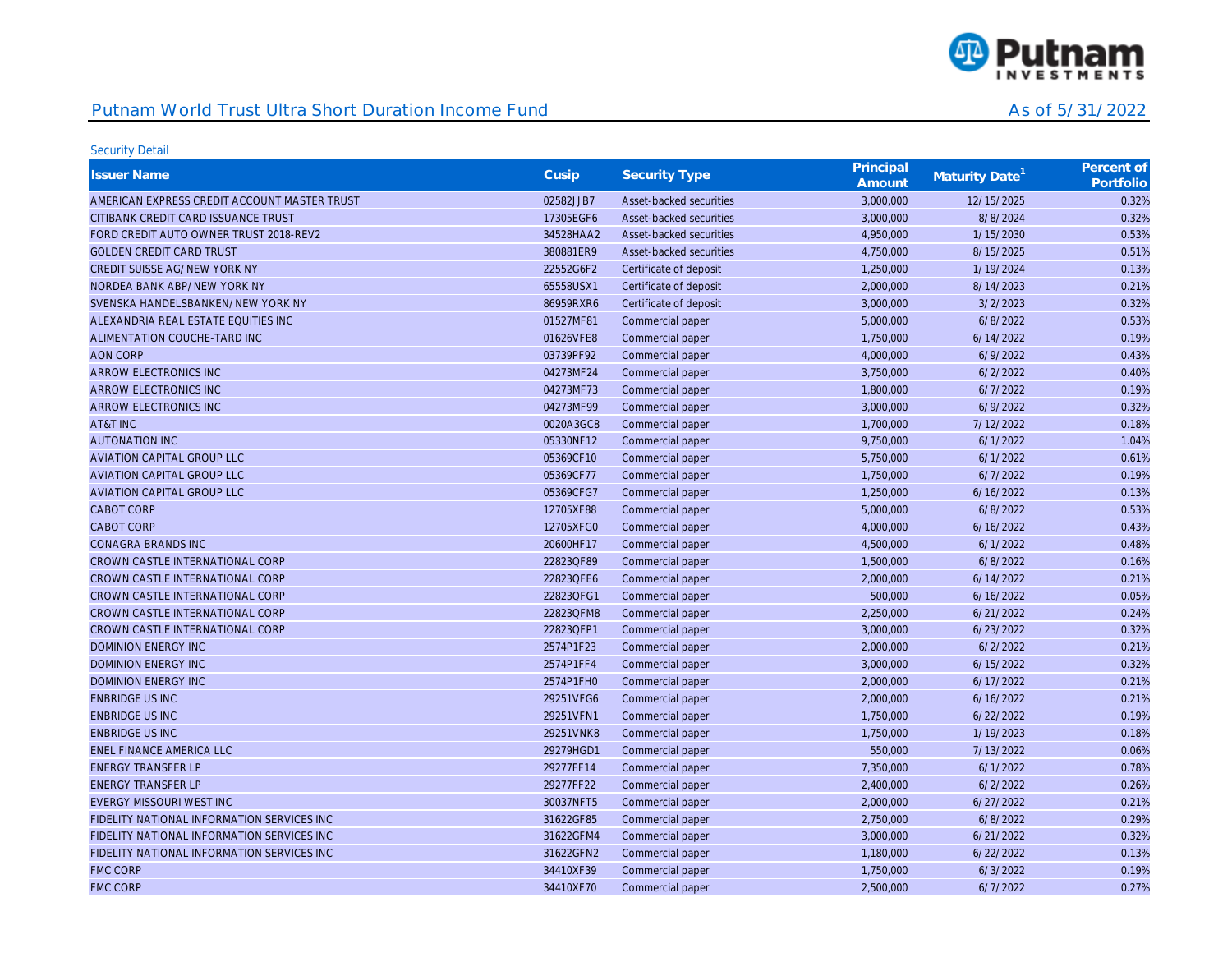# Putnam World Trust Ultra Short Duration Income Fund

As of 5/31/2022

Security Detail

| Issuer Name | Cusip | Security Type | Principal Amount | Maturity Date[1] | Percent of Portfolio |
|---|---|---|---|---|---|
| AMERICAN EXPRESS CREDIT ACCOUNT MASTER TRUST | 02582JJB7 | Asset-backed securities | 3,000,000 | 12/15/2025 | 0.32% |
| CITIBANK CREDIT CARD ISSUANCE TRUST | 17305EGF6 | Asset-backed securities | 3,000,000 | 8/8/2024 | 0.32% |
| FORD CREDIT AUTO OWNER TRUST 2018-REV2 | 34528HAA2 | Asset-backed securities | 4,950,000 | 1/15/2030 | 0.53% |
| GOLDEN CREDIT CARD TRUST | 380881ER9 | Asset-backed securities | 4,750,000 | 8/15/2025 | 0.51% |
| CREDIT SUISSE AG/NEW YORK NY | 22552G6F2 | Certificate of deposit | 1,250,000 | 1/19/2024 | 0.13% |
| NORDEA BANK ABP/NEW YORK NY | 65558USX1 | Certificate of deposit | 2,000,000 | 8/14/2023 | 0.21% |
| SVENSKA HANDELSBANKEN/NEW YORK NY | 86959RXR6 | Certificate of deposit | 3,000,000 | 3/2/2023 | 0.32% |
| ALEXANDRIA REAL ESTATE EQUITIES INC | 01527MF81 | Commercial paper | 5,000,000 | 6/8/2022 | 0.53% |
| ALIMENTATION COUCHE-TARD INC | 01626VFE8 | Commercial paper | 1,750,000 | 6/14/2022 | 0.19% |
| AON CORP | 03739PF92 | Commercial paper | 4,000,000 | 6/9/2022 | 0.43% |
| ARROW ELECTRONICS INC | 04273MF24 | Commercial paper | 3,750,000 | 6/2/2022 | 0.40% |
| ARROW ELECTRONICS INC | 04273MF73 | Commercial paper | 1,800,000 | 6/7/2022 | 0.19% |
| ARROW ELECTRONICS INC | 04273MF99 | Commercial paper | 3,000,000 | 6/9/2022 | 0.32% |
| AT&T INC | 0020A3GC8 | Commercial paper | 1,700,000 | 7/12/2022 | 0.18% |
| AUTONATION INC | 05330NF12 | Commercial paper | 9,750,000 | 6/1/2022 | 1.04% |
| AVIATION CAPITAL GROUP LLC | 05369CF10 | Commercial paper | 5,750,000 | 6/1/2022 | 0.61% |
| AVIATION CAPITAL GROUP LLC | 05369CF77 | Commercial paper | 1,750,000 | 6/7/2022 | 0.19% |
| AVIATION CAPITAL GROUP LLC | 05369CFG7 | Commercial paper | 1,250,000 | 6/16/2022 | 0.13% |
| CABOT CORP | 12705XF88 | Commercial paper | 5,000,000 | 6/8/2022 | 0.53% |
| CABOT CORP | 12705XFG0 | Commercial paper | 4,000,000 | 6/16/2022 | 0.43% |
| CONAGRA BRANDS INC | 20600HF17 | Commercial paper | 4,500,000 | 6/1/2022 | 0.48% |
| CROWN CASTLE INTERNATIONAL CORP | 22823QF89 | Commercial paper | 1,500,000 | 6/8/2022 | 0.16% |
| CROWN CASTLE INTERNATIONAL CORP | 22823QFE6 | Commercial paper | 2,000,000 | 6/14/2022 | 0.21% |
| CROWN CASTLE INTERNATIONAL CORP | 22823QFG1 | Commercial paper | 500,000 | 6/16/2022 | 0.05% |
| CROWN CASTLE INTERNATIONAL CORP | 22823QFM8 | Commercial paper | 2,250,000 | 6/21/2022 | 0.24% |
| CROWN CASTLE INTERNATIONAL CORP | 22823QFP1 | Commercial paper | 3,000,000 | 6/23/2022 | 0.32% |
| DOMINION ENERGY INC | 2574P1F23 | Commercial paper | 2,000,000 | 6/2/2022 | 0.21% |
| DOMINION ENERGY INC | 2574P1FF4 | Commercial paper | 3,000,000 | 6/15/2022 | 0.32% |
| DOMINION ENERGY INC | 2574P1FH0 | Commercial paper | 2,000,000 | 6/17/2022 | 0.21% |
| ENBRIDGE US INC | 29251VFG6 | Commercial paper | 2,000,000 | 6/16/2022 | 0.21% |
| ENBRIDGE US INC | 29251VFN1 | Commercial paper | 1,750,000 | 6/22/2022 | 0.19% |
| ENBRIDGE US INC | 29251VNK8 | Commercial paper | 1,750,000 | 1/19/2023 | 0.18% |
| ENEL FINANCE AMERICA LLC | 29279HGD1 | Commercial paper | 550,000 | 7/13/2022 | 0.06% |
| ENERGY TRANSFER LP | 29277FF14 | Commercial paper | 7,350,000 | 6/1/2022 | 0.78% |
| ENERGY TRANSFER LP | 29277FF22 | Commercial paper | 2,400,000 | 6/2/2022 | 0.26% |
| EVERGY MISSOURI WEST INC | 30037NFT5 | Commercial paper | 2,000,000 | 6/27/2022 | 0.21% |
| FIDELITY NATIONAL INFORMATION SERVICES INC | 31622GF85 | Commercial paper | 2,750,000 | 6/8/2022 | 0.29% |
| FIDELITY NATIONAL INFORMATION SERVICES INC | 31622GFM4 | Commercial paper | 3,000,000 | 6/21/2022 | 0.32% |
| FIDELITY NATIONAL INFORMATION SERVICES INC | 31622GFN2 | Commercial paper | 1,180,000 | 6/22/2022 | 0.13% |
| FMC CORP | 34410XF39 | Commercial paper | 1,750,000 | 6/3/2022 | 0.19% |
| FMC CORP | 34410XF70 | Commercial paper | 2,500,000 | 6/7/2022 | 0.27% |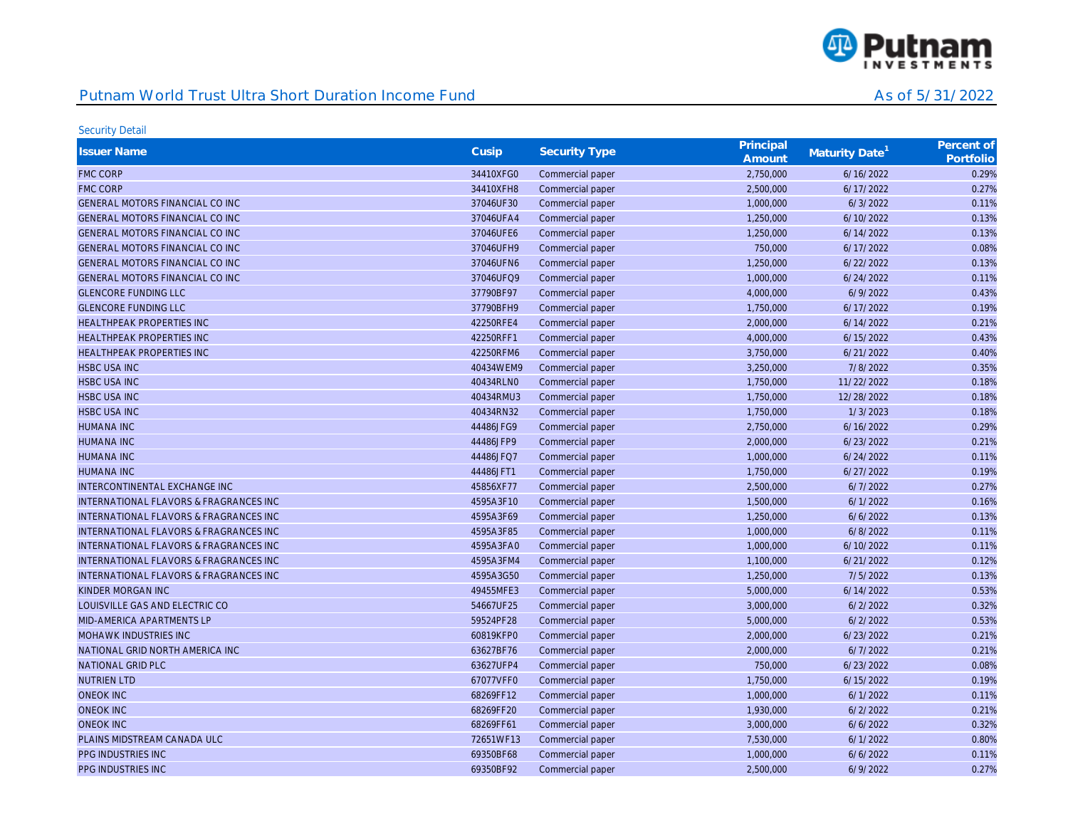# Putnam World Trust Ultra Short Duration Income Fund

As of 5/31/2022

Security Detail

| Issuer Name | Cusip | Security Type | Principal Amount | Maturity Date[1] | Percent of Portfolio |
|---|---|---|---|---|---|
| FMC CORP | 34410XFG0 | Commercial paper | 2,750,000 | 6/16/2022 | 0.29% |
| FMC CORP | 34410XFH8 | Commercial paper | 2,500,000 | 6/17/2022 | 0.27% |
| GENERAL MOTORS FINANCIAL CO INC | 37046UF30 | Commercial paper | 1,000,000 | 6/3/2022 | 0.11% |
| GENERAL MOTORS FINANCIAL CO INC | 37046UFA4 | Commercial paper | 1,250,000 | 6/10/2022 | 0.13% |
| GENERAL MOTORS FINANCIAL CO INC | 37046UFE6 | Commercial paper | 1,250,000 | 6/14/2022 | 0.13% |
| GENERAL MOTORS FINANCIAL CO INC | 37046UFH9 | Commercial paper | 750,000 | 6/17/2022 | 0.08% |
| GENERAL MOTORS FINANCIAL CO INC | 37046UFN6 | Commercial paper | 1,250,000 | 6/22/2022 | 0.13% |
| GENERAL MOTORS FINANCIAL CO INC | 37046UFQ9 | Commercial paper | 1,000,000 | 6/24/2022 | 0.11% |
| GLENCORE FUNDING LLC | 37790BF97 | Commercial paper | 4,000,000 | 6/9/2022 | 0.43% |
| GLENCORE FUNDING LLC | 37790BFH9 | Commercial paper | 1,750,000 | 6/17/2022 | 0.19% |
| HEALTHPEAK PROPERTIES INC | 42250RFE4 | Commercial paper | 2,000,000 | 6/14/2022 | 0.21% |
| HEALTHPEAK PROPERTIES INC | 42250RFF1 | Commercial paper | 4,000,000 | 6/15/2022 | 0.43% |
| HEALTHPEAK PROPERTIES INC | 42250RFM6 | Commercial paper | 3,750,000 | 6/21/2022 | 0.40% |
| HSBC USA INC | 40434WEM9 | Commercial paper | 3,250,000 | 7/8/2022 | 0.35% |
| HSBC USA INC | 40434RLN0 | Commercial paper | 1,750,000 | 11/22/2022 | 0.18% |
| HSBC USA INC | 40434RMU3 | Commercial paper | 1,750,000 | 12/28/2022 | 0.18% |
| HSBC USA INC | 40434RN32 | Commercial paper | 1,750,000 | 1/3/2023 | 0.18% |
| HUMANA INC | 44486JFG9 | Commercial paper | 2,750,000 | 6/16/2022 | 0.29% |
| HUMANA INC | 44486JFP9 | Commercial paper | 2,000,000 | 6/23/2022 | 0.21% |
| HUMANA INC | 44486JFQ7 | Commercial paper | 1,000,000 | 6/24/2022 | 0.11% |
| HUMANA INC | 44486JFT1 | Commercial paper | 1,750,000 | 6/27/2022 | 0.19% |
| INTERCONTINENTAL EXCHANGE INC | 45856XF77 | Commercial paper | 2,500,000 | 6/7/2022 | 0.27% |
| INTERNATIONAL FLAVORS & FRAGRANCES INC | 4595A3F10 | Commercial paper | 1,500,000 | 6/1/2022 | 0.16% |
| INTERNATIONAL FLAVORS & FRAGRANCES INC | 4595A3F69 | Commercial paper | 1,250,000 | 6/6/2022 | 0.13% |
| INTERNATIONAL FLAVORS & FRAGRANCES INC | 4595A3F85 | Commercial paper | 1,000,000 | 6/8/2022 | 0.11% |
| INTERNATIONAL FLAVORS & FRAGRANCES INC | 4595A3FA0 | Commercial paper | 1,000,000 | 6/10/2022 | 0.11% |
| INTERNATIONAL FLAVORS & FRAGRANCES INC | 4595A3FM4 | Commercial paper | 1,100,000 | 6/21/2022 | 0.12% |
| INTERNATIONAL FLAVORS & FRAGRANCES INC | 4595A3G50 | Commercial paper | 1,250,000 | 7/5/2022 | 0.13% |
| KINDER MORGAN INC | 49455MFE3 | Commercial paper | 5,000,000 | 6/14/2022 | 0.53% |
| LOUISVILLE GAS AND ELECTRIC CO | 54667UF25 | Commercial paper | 3,000,000 | 6/2/2022 | 0.32% |
| MID-AMERICA APARTMENTS LP | 59524PF28 | Commercial paper | 5,000,000 | 6/2/2022 | 0.53% |
| MOHAWK INDUSTRIES INC | 60819KFP0 | Commercial paper | 2,000,000 | 6/23/2022 | 0.21% |
| NATIONAL GRID NORTH AMERICA INC | 63627BF76 | Commercial paper | 2,000,000 | 6/7/2022 | 0.21% |
| NATIONAL GRID PLC | 63627UFP4 | Commercial paper | 750,000 | 6/23/2022 | 0.08% |
| NUTRIEN LTD | 67077VFF0 | Commercial paper | 1,750,000 | 6/15/2022 | 0.19% |
| ONEOK INC | 68269FF12 | Commercial paper | 1,000,000 | 6/1/2022 | 0.11% |
| ONEOK INC | 68269FF20 | Commercial paper | 1,930,000 | 6/2/2022 | 0.21% |
| ONEOK INC | 68269FF61 | Commercial paper | 3,000,000 | 6/6/2022 | 0.32% |
| PLAINS MIDSTREAM CANADA ULC | 72651WF13 | Commercial paper | 7,530,000 | 6/1/2022 | 0.80% |
| PPG INDUSTRIES INC | 69350BF68 | Commercial paper | 1,000,000 | 6/6/2022 | 0.11% |
| PPG INDUSTRIES INC | 69350BF92 | Commercial paper | 2,500,000 | 6/9/2022 | 0.27% |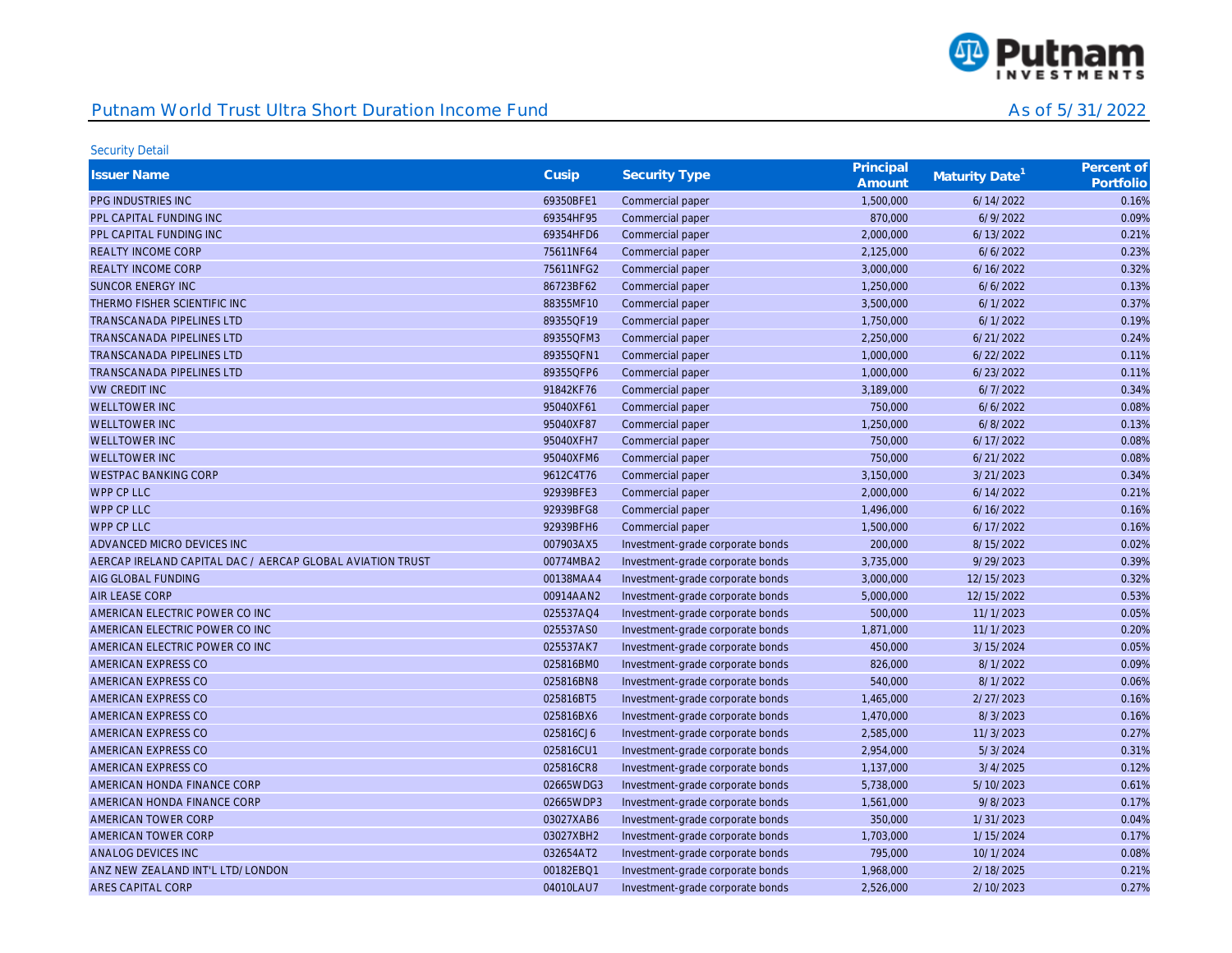## Putnam World Trust Ultra Short Duration Income Fund

As of 5/31/2022

Security Detail

| Issuer Name | Cusip | Security Type | Principal Amount | Maturity Date[1] | Percent of Portfolio |
|---|---|---|---|---|---|
| PPG INDUSTRIES INC | 69350BFE1 | Commercial paper | 1,500,000 | 6/14/2022 | 0.16% |
| PPL CAPITAL FUNDING INC | 69354HF95 | Commercial paper | 870,000 | 6/9/2022 | 0.09% |
| PPL CAPITAL FUNDING INC | 69354HFD6 | Commercial paper | 2,000,000 | 6/13/2022 | 0.21% |
| REALTY INCOME CORP | 75611NF64 | Commercial paper | 2,125,000 | 6/6/2022 | 0.23% |
| REALTY INCOME CORP | 75611NFG2 | Commercial paper | 3,000,000 | 6/16/2022 | 0.32% |
| SUNCOR ENERGY INC | 86723BF62 | Commercial paper | 1,250,000 | 6/6/2022 | 0.13% |
| THERMO FISHER SCIENTIFIC INC | 88355MF10 | Commercial paper | 3,500,000 | 6/1/2022 | 0.37% |
| TRANSCANADA PIPELINES LTD | 89355QF19 | Commercial paper | 1,750,000 | 6/1/2022 | 0.19% |
| TRANSCANADA PIPELINES LTD | 89355QFM3 | Commercial paper | 2,250,000 | 6/21/2022 | 0.24% |
| TRANSCANADA PIPELINES LTD | 89355QFN1 | Commercial paper | 1,000,000 | 6/22/2022 | 0.11% |
| TRANSCANADA PIPELINES LTD | 89355QFP6 | Commercial paper | 1,000,000 | 6/23/2022 | 0.11% |
| VW CREDIT INC | 91842KF76 | Commercial paper | 3,189,000 | 6/7/2022 | 0.34% |
| WELLTOWER INC | 95040XF61 | Commercial paper | 750,000 | 6/6/2022 | 0.08% |
| WELLTOWER INC | 95040XF87 | Commercial paper | 1,250,000 | 6/8/2022 | 0.13% |
| WELLTOWER INC | 95040XFH7 | Commercial paper | 750,000 | 6/17/2022 | 0.08% |
| WELLTOWER INC | 95040XFM6 | Commercial paper | 750,000 | 6/21/2022 | 0.08% |
| WESTPAC BANKING CORP | 9612C4T76 | Commercial paper | 3,150,000 | 3/21/2023 | 0.34% |
| WPP CP LLC | 92939BFE3 | Commercial paper | 2,000,000 | 6/14/2022 | 0.21% |
| WPP CP LLC | 92939BFG8 | Commercial paper | 1,496,000 | 6/16/2022 | 0.16% |
| WPP CP LLC | 92939BFH6 | Commercial paper | 1,500,000 | 6/17/2022 | 0.16% |
| ADVANCED MICRO DEVICES INC | 007903AX5 | Investment-grade corporate bonds | 200,000 | 8/15/2022 | 0.02% |
| AERCAP IRELAND CAPITAL DAC / AERCAP GLOBAL AVIATION TRUST | 00774MBA2 | Investment-grade corporate bonds | 3,735,000 | 9/29/2023 | 0.39% |
| AIG GLOBAL FUNDING | 00138MAA4 | Investment-grade corporate bonds | 3,000,000 | 12/15/2023 | 0.32% |
| AIR LEASE CORP | 00914AAN2 | Investment-grade corporate bonds | 5,000,000 | 12/15/2022 | 0.53% |
| AMERICAN ELECTRIC POWER CO INC | 025537AQ4 | Investment-grade corporate bonds | 500,000 | 11/1/2023 | 0.05% |
| AMERICAN ELECTRIC POWER CO INC | 025537AS0 | Investment-grade corporate bonds | 1,871,000 | 11/1/2023 | 0.20% |
| AMERICAN ELECTRIC POWER CO INC | 025537AK7 | Investment-grade corporate bonds | 450,000 | 3/15/2024 | 0.05% |
| AMERICAN EXPRESS CO | 025816BM0 | Investment-grade corporate bonds | 826,000 | 8/1/2022 | 0.09% |
| AMERICAN EXPRESS CO | 025816BN8 | Investment-grade corporate bonds | 540,000 | 8/1/2022 | 0.06% |
| AMERICAN EXPRESS CO | 025816BT5 | Investment-grade corporate bonds | 1,465,000 | 2/27/2023 | 0.16% |
| AMERICAN EXPRESS CO | 025816BX6 | Investment-grade corporate bonds | 1,470,000 | 8/3/2023 | 0.16% |
| AMERICAN EXPRESS CO | 025816CJ6 | Investment-grade corporate bonds | 2,585,000 | 11/3/2023 | 0.27% |
| AMERICAN EXPRESS CO | 025816CU1 | Investment-grade corporate bonds | 2,954,000 | 5/3/2024 | 0.31% |
| AMERICAN EXPRESS CO | 025816CR8 | Investment-grade corporate bonds | 1,137,000 | 3/4/2025 | 0.12% |
| AMERICAN HONDA FINANCE CORP | 02665WDG3 | Investment-grade corporate bonds | 5,738,000 | 5/10/2023 | 0.61% |
| AMERICAN HONDA FINANCE CORP | 02665WDP3 | Investment-grade corporate bonds | 1,561,000 | 9/8/2023 | 0.17% |
| AMERICAN TOWER CORP | 03027XAB6 | Investment-grade corporate bonds | 350,000 | 1/31/2023 | 0.04% |
| AMERICAN TOWER CORP | 03027XBH2 | Investment-grade corporate bonds | 1,703,000 | 1/15/2024 | 0.17% |
| ANALOG DEVICES INC | 032654AT2 | Investment-grade corporate bonds | 795,000 | 10/1/2024 | 0.08% |
| ANZ NEW ZEALAND INT'L LTD/LONDON | 00182EBQ1 | Investment-grade corporate bonds | 1,968,000 | 2/18/2025 | 0.21% |
| ARES CAPITAL CORP | 04010LAU7 | Investment-grade corporate bonds | 2,526,000 | 2/10/2023 | 0.27% |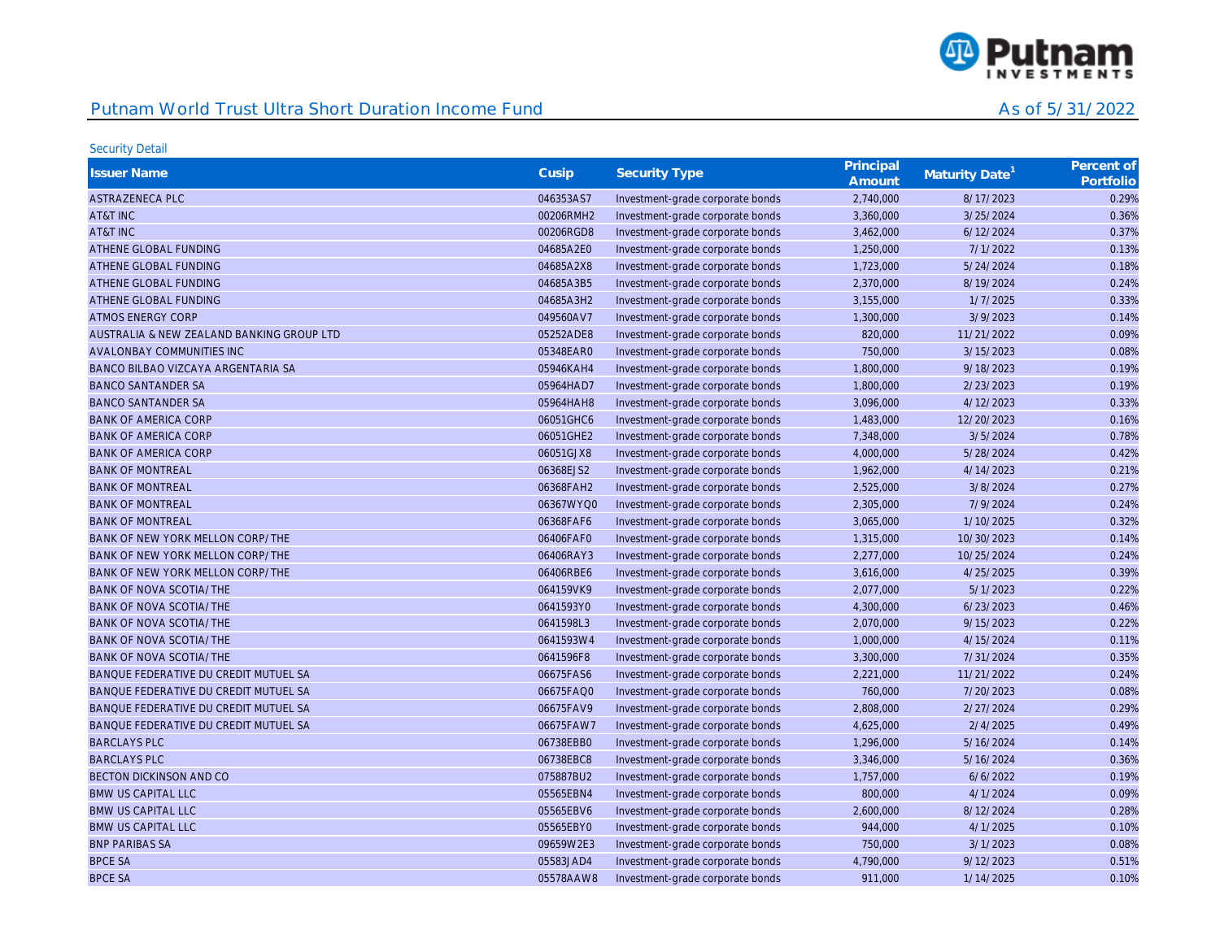## Putnam World Trust Ultra Short Duration Income Fund

As of 5/31/2022

Security Detail

| Issuer Name | Cusip | Security Type | Principal Amount | Maturity Date[1] | Percent of Portfolio |
|---|---|---|---|---|---|
| ASTRAZENECA PLC | 046353AS7 | Investment-grade corporate bonds | 2,740,000 | 8/17/2023 | 0.29% |
| AT&T INC | 00206RMH2 | Investment-grade corporate bonds | 3,360,000 | 3/25/2024 | 0.36% |
| AT&T INC | 00206RGD8 | Investment-grade corporate bonds | 3,462,000 | 6/12/2024 | 0.37% |
| ATHENE GLOBAL FUNDING | 04685A2E0 | Investment-grade corporate bonds | 1,250,000 | 7/1/2022 | 0.13% |
| ATHENE GLOBAL FUNDING | 04685A2X8 | Investment-grade corporate bonds | 1,723,000 | 5/24/2024 | 0.18% |
| ATHENE GLOBAL FUNDING | 04685A3B5 | Investment-grade corporate bonds | 2,370,000 | 8/19/2024 | 0.24% |
| ATHENE GLOBAL FUNDING | 04685A3H2 | Investment-grade corporate bonds | 3,155,000 | 1/7/2025 | 0.33% |
| ATMOS ENERGY CORP | 049560AV7 | Investment-grade corporate bonds | 1,300,000 | 3/9/2023 | 0.14% |
| AUSTRALIA & NEW ZEALAND BANKING GROUP LTD | 05252ADE8 | Investment-grade corporate bonds | 820,000 | 11/21/2022 | 0.09% |
| AVALONBAY COMMUNITIES INC | 05348EAR0 | Investment-grade corporate bonds | 750,000 | 3/15/2023 | 0.08% |
| BANCO BILBAO VIZCAYA ARGENTARIA SA | 05946KAH4 | Investment-grade corporate bonds | 1,800,000 | 9/18/2023 | 0.19% |
| BANCO SANTANDER SA | 05964HAD7 | Investment-grade corporate bonds | 1,800,000 | 2/23/2023 | 0.19% |
| BANCO SANTANDER SA | 05964HAH8 | Investment-grade corporate bonds | 3,096,000 | 4/12/2023 | 0.33% |
| BANK OF AMERICA CORP | 06051GHC6 | Investment-grade corporate bonds | 1,483,000 | 12/20/2023 | 0.16% |
| BANK OF AMERICA CORP | 06051GHE2 | Investment-grade corporate bonds | 7,348,000 | 3/5/2024 | 0.78% |
| BANK OF AMERICA CORP | 06051GJX8 | Investment-grade corporate bonds | 4,000,000 | 5/28/2024 | 0.42% |
| BANK OF MONTREAL | 06368EJS2 | Investment-grade corporate bonds | 1,962,000 | 4/14/2023 | 0.21% |
| BANK OF MONTREAL | 06368FAH2 | Investment-grade corporate bonds | 2,525,000 | 3/8/2024 | 0.27% |
| BANK OF MONTREAL | 06367WYQ0 | Investment-grade corporate bonds | 2,305,000 | 7/9/2024 | 0.24% |
| BANK OF MONTREAL | 06368FAF6 | Investment-grade corporate bonds | 3,065,000 | 1/10/2025 | 0.32% |
| BANK OF NEW YORK MELLON CORP/THE | 06406FAF0 | Investment-grade corporate bonds | 1,315,000 | 10/30/2023 | 0.14% |
| BANK OF NEW YORK MELLON CORP/THE | 06406RAY3 | Investment-grade corporate bonds | 2,277,000 | 10/25/2024 | 0.24% |
| BANK OF NEW YORK MELLON CORP/THE | 06406RBE6 | Investment-grade corporate bonds | 3,616,000 | 4/25/2025 | 0.39% |
| BANK OF NOVA SCOTIA/THE | 064159VK9 | Investment-grade corporate bonds | 2,077,000 | 5/1/2023 | 0.22% |
| BANK OF NOVA SCOTIA/THE | 0641593Y0 | Investment-grade corporate bonds | 4,300,000 | 6/23/2023 | 0.46% |
| BANK OF NOVA SCOTIA/THE | 0641598L3 | Investment-grade corporate bonds | 2,070,000 | 9/15/2023 | 0.22% |
| BANK OF NOVA SCOTIA/THE | 0641593W4 | Investment-grade corporate bonds | 1,000,000 | 4/15/2024 | 0.11% |
| BANK OF NOVA SCOTIA/THE | 0641596F8 | Investment-grade corporate bonds | 3,300,000 | 7/31/2024 | 0.35% |
| BANQUE FEDERATIVE DU CREDIT MUTUEL SA | 06675FAS6 | Investment-grade corporate bonds | 2,221,000 | 11/21/2022 | 0.24% |
| BANQUE FEDERATIVE DU CREDIT MUTUEL SA | 06675FAQ0 | Investment-grade corporate bonds | 760,000 | 7/20/2023 | 0.08% |
| BANQUE FEDERATIVE DU CREDIT MUTUEL SA | 06675FAV9 | Investment-grade corporate bonds | 2,808,000 | 2/27/2024 | 0.29% |
| BANQUE FEDERATIVE DU CREDIT MUTUEL SA | 06675FAW7 | Investment-grade corporate bonds | 4,625,000 | 2/4/2025 | 0.49% |
| BARCLAYS PLC | 06738EBB0 | Investment-grade corporate bonds | 1,296,000 | 5/16/2024 | 0.14% |
| BARCLAYS PLC | 06738EBC8 | Investment-grade corporate bonds | 3,346,000 | 5/16/2024 | 0.36% |
| BECTON DICKINSON AND CO | 075887BU2 | Investment-grade corporate bonds | 1,757,000 | 6/6/2022 | 0.19% |
| BMW US CAPITAL LLC | 05565EBN4 | Investment-grade corporate bonds | 800,000 | 4/1/2024 | 0.09% |
| BMW US CAPITAL LLC | 05565EBV6 | Investment-grade corporate bonds | 2,600,000 | 8/12/2024 | 0.28% |
| BMW US CAPITAL LLC | 05565EBY0 | Investment-grade corporate bonds | 944,000 | 4/1/2025 | 0.10% |
| BNP PARIBAS SA | 09659W2E3 | Investment-grade corporate bonds | 750,000 | 3/1/2023 | 0.08% |
| BPCE SA | 05583JAD4 | Investment-grade corporate bonds | 4,790,000 | 9/12/2023 | 0.51% |
| BPCE SA | 05578AAW8 | Investment-grade corporate bonds | 911,000 | 1/14/2025 | 0.10% |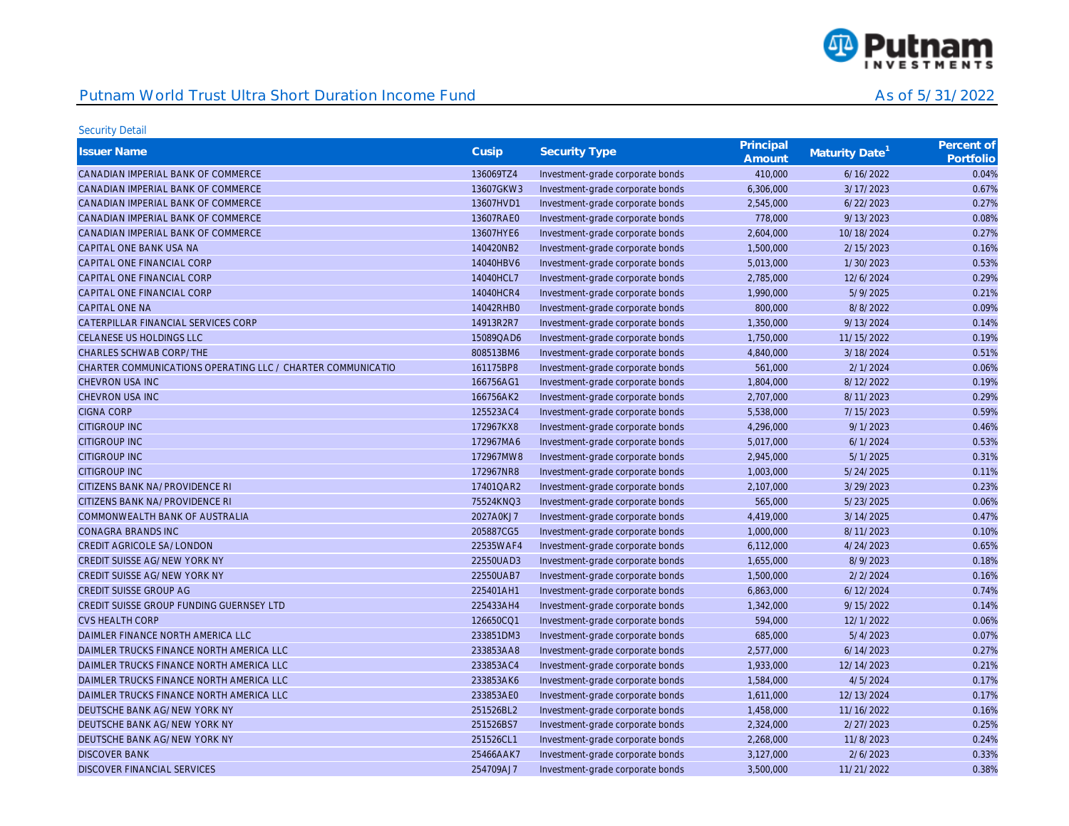## Putnam World Trust Ultra Short Duration Income Fund

As of 5/31/2022

Security Detail

| Issuer Name | Cusip | Security Type | Principal Amount | Maturity Date[1] | Percent of Portfolio |
|---|---|---|---|---|---|
| CANADIAN IMPERIAL BANK OF COMMERCE | 136069TZ4 | Investment-grade corporate bonds | 410,000 | 6/16/2022 | 0.04% |
| CANADIAN IMPERIAL BANK OF COMMERCE | 13607GKW3 | Investment-grade corporate bonds | 6,306,000 | 3/17/2023 | 0.67% |
| CANADIAN IMPERIAL BANK OF COMMERCE | 13607HVD1 | Investment-grade corporate bonds | 2,545,000 | 6/22/2023 | 0.27% |
| CANADIAN IMPERIAL BANK OF COMMERCE | 13607RAE0 | Investment-grade corporate bonds | 778,000 | 9/13/2023 | 0.08% |
| CANADIAN IMPERIAL BANK OF COMMERCE | 13607HYE6 | Investment-grade corporate bonds | 2,604,000 | 10/18/2024 | 0.27% |
| CAPITAL ONE BANK USA NA | 140420NB2 | Investment-grade corporate bonds | 1,500,000 | 2/15/2023 | 0.16% |
| CAPITAL ONE FINANCIAL CORP | 14040HBV6 | Investment-grade corporate bonds | 5,013,000 | 1/30/2023 | 0.53% |
| CAPITAL ONE FINANCIAL CORP | 14040HCL7 | Investment-grade corporate bonds | 2,785,000 | 12/6/2024 | 0.29% |
| CAPITAL ONE FINANCIAL CORP | 14040HCR4 | Investment-grade corporate bonds | 1,990,000 | 5/9/2025 | 0.21% |
| CAPITAL ONE NA | 14042RHB0 | Investment-grade corporate bonds | 800,000 | 8/8/2022 | 0.09% |
| CATERPILLAR FINANCIAL SERVICES CORP | 14913R2R7 | Investment-grade corporate bonds | 1,350,000 | 9/13/2024 | 0.14% |
| CELANESE US HOLDINGS LLC | 15089QAD6 | Investment-grade corporate bonds | 1,750,000 | 11/15/2022 | 0.19% |
| CHARLES SCHWAB CORP/THE | 808513BM6 | Investment-grade corporate bonds | 4,840,000 | 3/18/2024 | 0.51% |
| CHARTER COMMUNICATIONS OPERATING LLC / CHARTER COMMUNICATIO | 161175BP8 | Investment-grade corporate bonds | 561,000 | 2/1/2024 | 0.06% |
| CHEVRON USA INC | 166756AG1 | Investment-grade corporate bonds | 1,804,000 | 8/12/2022 | 0.19% |
| CHEVRON USA INC | 166756AK2 | Investment-grade corporate bonds | 2,707,000 | 8/11/2023 | 0.29% |
| CIGNA CORP | 125523AC4 | Investment-grade corporate bonds | 5,538,000 | 7/15/2023 | 0.59% |
| CITIGROUP INC | 172967KX8 | Investment-grade corporate bonds | 4,296,000 | 9/1/2023 | 0.46% |
| CITIGROUP INC | 172967MA6 | Investment-grade corporate bonds | 5,017,000 | 6/1/2024 | 0.53% |
| CITIGROUP INC | 172967MW8 | Investment-grade corporate bonds | 2,945,000 | 5/1/2025 | 0.31% |
| CITIGROUP INC | 172967NR8 | Investment-grade corporate bonds | 1,003,000 | 5/24/2025 | 0.11% |
| CITIZENS BANK NA/PROVIDENCE RI | 17401QAR2 | Investment-grade corporate bonds | 2,107,000 | 3/29/2023 | 0.23% |
| CITIZENS BANK NA/PROVIDENCE RI | 75524KNQ3 | Investment-grade corporate bonds | 565,000 | 5/23/2025 | 0.06% |
| COMMONWEALTH BANK OF AUSTRALIA | 2027A0KJ7 | Investment-grade corporate bonds | 4,419,000 | 3/14/2025 | 0.47% |
| CONAGRA BRANDS INC | 205887CG5 | Investment-grade corporate bonds | 1,000,000 | 8/11/2023 | 0.10% |
| CREDIT AGRICOLE SA/LONDON | 22535WAF4 | Investment-grade corporate bonds | 6,112,000 | 4/24/2023 | 0.65% |
| CREDIT SUISSE AG/NEW YORK NY | 22550UAD3 | Investment-grade corporate bonds | 1,655,000 | 8/9/2023 | 0.18% |
| CREDIT SUISSE AG/NEW YORK NY | 22550UAB7 | Investment-grade corporate bonds | 1,500,000 | 2/2/2024 | 0.16% |
| CREDIT SUISSE GROUP AG | 225401AH1 | Investment-grade corporate bonds | 6,863,000 | 6/12/2024 | 0.74% |
| CREDIT SUISSE GROUP FUNDING GUERNSEY LTD | 225433AH4 | Investment-grade corporate bonds | 1,342,000 | 9/15/2022 | 0.14% |
| CVS HEALTH CORP | 126650CQ1 | Investment-grade corporate bonds | 594,000 | 12/1/2022 | 0.06% |
| DAIMLER FINANCE NORTH AMERICA LLC | 233851DM3 | Investment-grade corporate bonds | 685,000 | 5/4/2023 | 0.07% |
| DAIMLER TRUCKS FINANCE NORTH AMERICA LLC | 233853AA8 | Investment-grade corporate bonds | 2,577,000 | 6/14/2023 | 0.27% |
| DAIMLER TRUCKS FINANCE NORTH AMERICA LLC | 233853AC4 | Investment-grade corporate bonds | 1,933,000 | 12/14/2023 | 0.21% |
| DAIMLER TRUCKS FINANCE NORTH AMERICA LLC | 233853AK6 | Investment-grade corporate bonds | 1,584,000 | 4/5/2024 | 0.17% |
| DAIMLER TRUCKS FINANCE NORTH AMERICA LLC | 233853AE0 | Investment-grade corporate bonds | 1,611,000 | 12/13/2024 | 0.17% |
| DEUTSCHE BANK AG/NEW YORK NY | 251526BL2 | Investment-grade corporate bonds | 1,458,000 | 11/16/2022 | 0.16% |
| DEUTSCHE BANK AG/NEW YORK NY | 251526BS7 | Investment-grade corporate bonds | 2,324,000 | 2/27/2023 | 0.25% |
| DEUTSCHE BANK AG/NEW YORK NY | 251526CL1 | Investment-grade corporate bonds | 2,268,000 | 11/8/2023 | 0.24% |
| DISCOVER BANK | 25466AAK7 | Investment-grade corporate bonds | 3,127,000 | 2/6/2023 | 0.33% |
| DISCOVER FINANCIAL SERVICES | 254709AJ7 | Investment-grade corporate bonds | 3,500,000 | 11/21/2022 | 0.38% |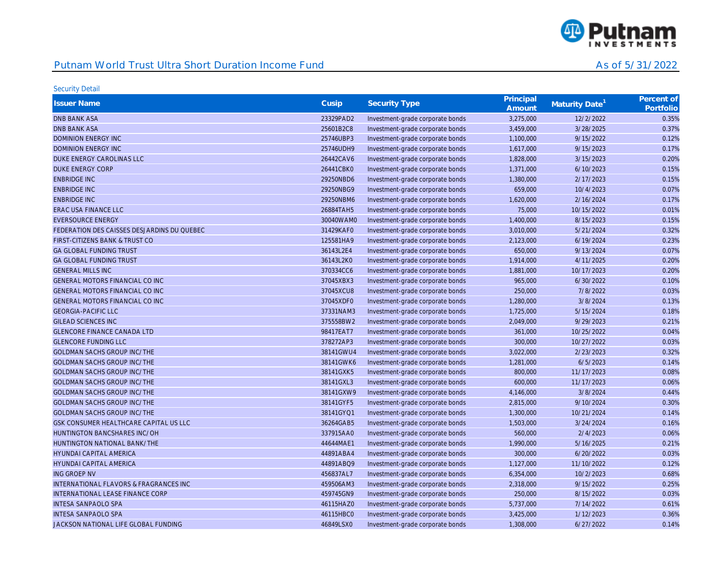Putnam World Trust Ultra Short Duration Income Fund — As of 5/31/2022

Security Detail

| Issuer Name | Cusip | Security Type | Principal Amount | Maturity Date[1] | Percent of Portfolio |
|---|---|---|---|---|---|
| DNB BANK ASA | 23329PAD2 | Investment-grade corporate bonds | 3,275,000 | 12/2/2022 | 0.35% |
| DNB BANK ASA | 25601B2C8 | Investment-grade corporate bonds | 3,459,000 | 3/28/2025 | 0.37% |
| DOMINION ENERGY INC | 25746UBP3 | Investment-grade corporate bonds | 1,100,000 | 9/15/2022 | 0.12% |
| DOMINION ENERGY INC | 25746UDH9 | Investment-grade corporate bonds | 1,617,000 | 9/15/2023 | 0.17% |
| DUKE ENERGY CAROLINAS LLC | 26442CAV6 | Investment-grade corporate bonds | 1,828,000 | 3/15/2023 | 0.20% |
| DUKE ENERGY CORP | 26441CBK0 | Investment-grade corporate bonds | 1,371,000 | 6/10/2023 | 0.15% |
| ENBRIDGE INC | 29250NBD6 | Investment-grade corporate bonds | 1,380,000 | 2/17/2023 | 0.15% |
| ENBRIDGE INC | 29250NBG9 | Investment-grade corporate bonds | 659,000 | 10/4/2023 | 0.07% |
| ENBRIDGE INC | 29250NBM6 | Investment-grade corporate bonds | 1,620,000 | 2/16/2024 | 0.17% |
| ERAC USA FINANCE LLC | 26884TAH5 | Investment-grade corporate bonds | 75,000 | 10/15/2022 | 0.01% |
| EVERSOURCE ENERGY | 30040WAM0 | Investment-grade corporate bonds | 1,400,000 | 8/15/2023 | 0.15% |
| FEDERATION DES CAISSES DESJARDINS DU QUEBEC | 31429KAF0 | Investment-grade corporate bonds | 3,010,000 | 5/21/2024 | 0.32% |
| FIRST-CITIZENS BANK & TRUST CO | 125581HA9 | Investment-grade corporate bonds | 2,123,000 | 6/19/2024 | 0.23% |
| GA GLOBAL FUNDING TRUST | 36143L2E4 | Investment-grade corporate bonds | 650,000 | 9/13/2024 | 0.07% |
| GA GLOBAL FUNDING TRUST | 36143L2K0 | Investment-grade corporate bonds | 1,914,000 | 4/11/2025 | 0.20% |
| GENERAL MILLS INC | 370334CC6 | Investment-grade corporate bonds | 1,881,000 | 10/17/2023 | 0.20% |
| GENERAL MOTORS FINANCIAL CO INC | 37045XBX3 | Investment-grade corporate bonds | 965,000 | 6/30/2022 | 0.10% |
| GENERAL MOTORS FINANCIAL CO INC | 37045XCU8 | Investment-grade corporate bonds | 250,000 | 7/8/2022 | 0.03% |
| GENERAL MOTORS FINANCIAL CO INC | 37045XDF0 | Investment-grade corporate bonds | 1,280,000 | 3/8/2024 | 0.13% |
| GEORGIA-PACIFIC LLC | 37331NAM3 | Investment-grade corporate bonds | 1,725,000 | 5/15/2024 | 0.18% |
| GILEAD SCIENCES INC | 375558BW2 | Investment-grade corporate bonds | 2,049,000 | 9/29/2023 | 0.21% |
| GLENCORE FINANCE CANADA LTD | 98417EAT7 | Investment-grade corporate bonds | 361,000 | 10/25/2022 | 0.04% |
| GLENCORE FUNDING LLC | 378272AP3 | Investment-grade corporate bonds | 300,000 | 10/27/2022 | 0.03% |
| GOLDMAN SACHS GROUP INC/THE | 38141GWU4 | Investment-grade corporate bonds | 3,022,000 | 2/23/2023 | 0.32% |
| GOLDMAN SACHS GROUP INC/THE | 38141GWK6 | Investment-grade corporate bonds | 1,281,000 | 6/5/2023 | 0.14% |
| GOLDMAN SACHS GROUP INC/THE | 38141GXK5 | Investment-grade corporate bonds | 800,000 | 11/17/2023 | 0.08% |
| GOLDMAN SACHS GROUP INC/THE | 38141GXL3 | Investment-grade corporate bonds | 600,000 | 11/17/2023 | 0.06% |
| GOLDMAN SACHS GROUP INC/THE | 38141GXW9 | Investment-grade corporate bonds | 4,146,000 | 3/8/2024 | 0.44% |
| GOLDMAN SACHS GROUP INC/THE | 38141GYF5 | Investment-grade corporate bonds | 2,815,000 | 9/10/2024 | 0.30% |
| GOLDMAN SACHS GROUP INC/THE | 38141GYQ1 | Investment-grade corporate bonds | 1,300,000 | 10/21/2024 | 0.14% |
| GSK CONSUMER HEALTHCARE CAPITAL US LLC | 36264GAB5 | Investment-grade corporate bonds | 1,503,000 | 3/24/2024 | 0.16% |
| HUNTINGTON BANCSHARES INC/OH | 337915AA0 | Investment-grade corporate bonds | 560,000 | 2/4/2023 | 0.06% |
| HUNTINGTON NATIONAL BANK/THE | 44644MAE1 | Investment-grade corporate bonds | 1,990,000 | 5/16/2025 | 0.21% |
| HYUNDAI CAPITAL AMERICA | 44891ABA4 | Investment-grade corporate bonds | 300,000 | 6/20/2022 | 0.03% |
| HYUNDAI CAPITAL AMERICA | 44891ABQ9 | Investment-grade corporate bonds | 1,127,000 | 11/10/2022 | 0.12% |
| ING GROEP NV | 456837AL7 | Investment-grade corporate bonds | 6,354,000 | 10/2/2023 | 0.68% |
| INTERNATIONAL FLAVORS & FRAGRANCES INC | 459506AM3 | Investment-grade corporate bonds | 2,318,000 | 9/15/2022 | 0.25% |
| INTERNATIONAL LEASE FINANCE CORP | 459745GN9 | Investment-grade corporate bonds | 250,000 | 8/15/2022 | 0.03% |
| INTESA SANPAOLO SPA | 46115HAZ0 | Investment-grade corporate bonds | 5,737,000 | 7/14/2022 | 0.61% |
| INTESA SANPAOLO SPA | 46115HBC0 | Investment-grade corporate bonds | 3,425,000 | 1/12/2023 | 0.36% |
| JACKSON NATIONAL LIFE GLOBAL FUNDING | 46849LSX0 | Investment-grade corporate bonds | 1,308,000 | 6/27/2022 | 0.14% |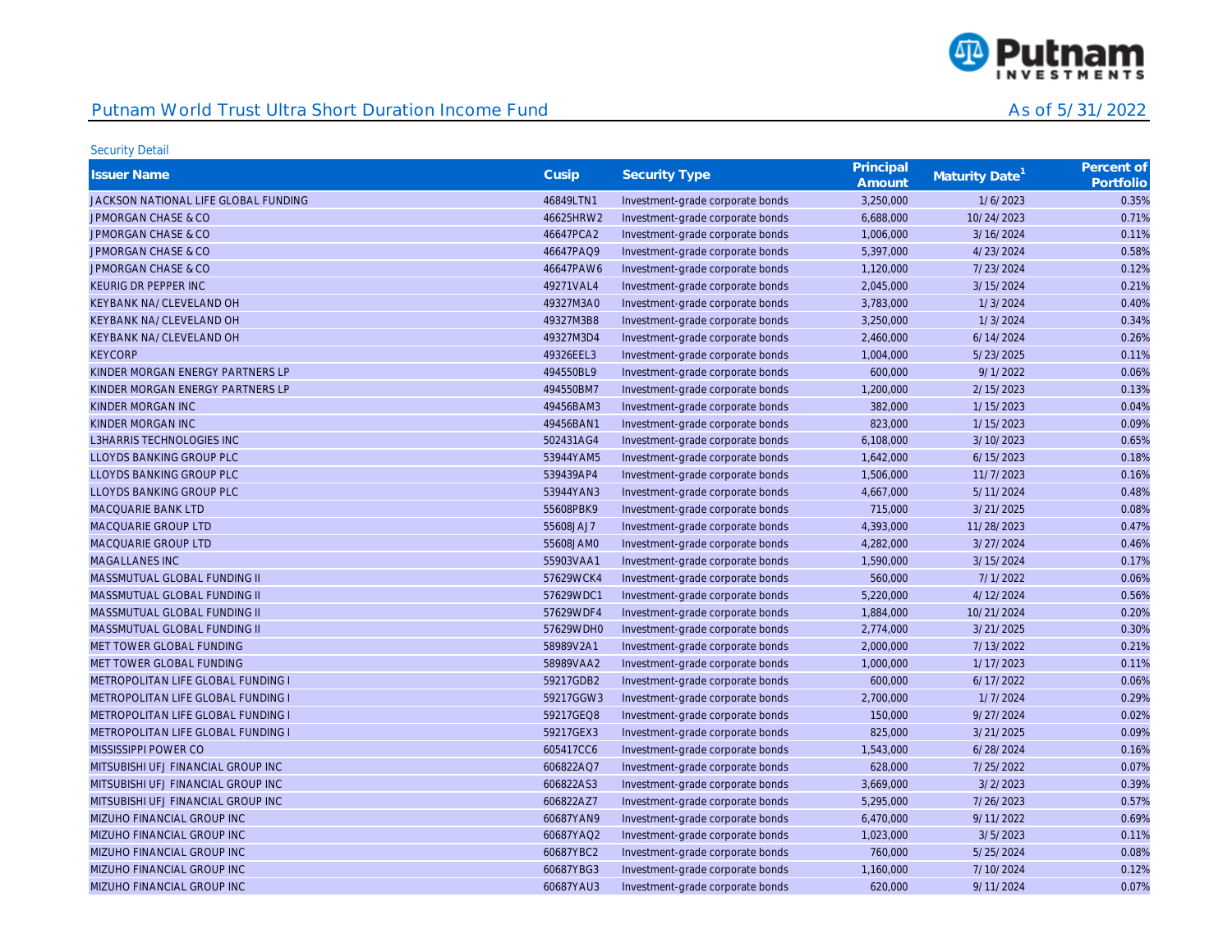Security Detail

| Issuer Name | Cusip | Security Type | Principal Amount | Maturity Date[1] | Percent of Portfolio |
|---|---|---|---|---|---|
| JACKSON NATIONAL LIFE GLOBAL FUNDING | 46849LTN1 | Investment-grade corporate bonds | 3,250,000 | 1/6/2023 | 0.35% |
| JPMORGAN CHASE & CO | 46625HRW2 | Investment-grade corporate bonds | 6,688,000 | 10/24/2023 | 0.71% |
| JPMORGAN CHASE & CO | 46647PCA2 | Investment-grade corporate bonds | 1,006,000 | 3/16/2024 | 0.11% |
| JPMORGAN CHASE & CO | 46647PAQ9 | Investment-grade corporate bonds | 5,397,000 | 4/23/2024 | 0.58% |
| JPMORGAN CHASE & CO | 46647PAW6 | Investment-grade corporate bonds | 1,120,000 | 7/23/2024 | 0.12% |
| KEURIG DR PEPPER INC | 49271VAL4 | Investment-grade corporate bonds | 2,045,000 | 3/15/2024 | 0.21% |
| KEYBANK NA/CLEVELAND OH | 49327M3A0 | Investment-grade corporate bonds | 3,783,000 | 1/3/2024 | 0.40% |
| KEYBANK NA/CLEVELAND OH | 49327M3B8 | Investment-grade corporate bonds | 3,250,000 | 1/3/2024 | 0.34% |
| KEYBANK NA/CLEVELAND OH | 49327M3D4 | Investment-grade corporate bonds | 2,460,000 | 6/14/2024 | 0.26% |
| KEYCORP | 49326EEL3 | Investment-grade corporate bonds | 1,004,000 | 5/23/2025 | 0.11% |
| KINDER MORGAN ENERGY PARTNERS LP | 494550BL9 | Investment-grade corporate bonds | 600,000 | 9/1/2022 | 0.06% |
| KINDER MORGAN ENERGY PARTNERS LP | 494550BM7 | Investment-grade corporate bonds | 1,200,000 | 2/15/2023 | 0.13% |
| KINDER MORGAN INC | 49456BAM3 | Investment-grade corporate bonds | 382,000 | 1/15/2023 | 0.04% |
| KINDER MORGAN INC | 49456BAN1 | Investment-grade corporate bonds | 823,000 | 1/15/2023 | 0.09% |
| L3HARRIS TECHNOLOGIES INC | 502431AG4 | Investment-grade corporate bonds | 6,108,000 | 3/10/2023 | 0.65% |
| LLOYDS BANKING GROUP PLC | 53944YAM5 | Investment-grade corporate bonds | 1,642,000 | 6/15/2023 | 0.18% |
| LLOYDS BANKING GROUP PLC | 539439AP4 | Investment-grade corporate bonds | 1,506,000 | 11/7/2023 | 0.16% |
| LLOYDS BANKING GROUP PLC | 53944YAN3 | Investment-grade corporate bonds | 4,667,000 | 5/11/2024 | 0.48% |
| MACQUARIE BANK LTD | 55608PBK9 | Investment-grade corporate bonds | 715,000 | 3/21/2025 | 0.08% |
| MACQUARIE GROUP LTD | 55608JAJ7 | Investment-grade corporate bonds | 4,393,000 | 11/28/2023 | 0.47% |
| MACQUARIE GROUP LTD | 55608JAM0 | Investment-grade corporate bonds | 4,282,000 | 3/27/2024 | 0.46% |
| MAGALLANES INC | 55903VAA1 | Investment-grade corporate bonds | 1,590,000 | 3/15/2024 | 0.17% |
| MASSMUTUAL GLOBAL FUNDING II | 57629WCK4 | Investment-grade corporate bonds | 560,000 | 7/1/2022 | 0.06% |
| MASSMUTUAL GLOBAL FUNDING II | 57629WDC1 | Investment-grade corporate bonds | 5,220,000 | 4/12/2024 | 0.56% |
| MASSMUTUAL GLOBAL FUNDING II | 57629WDF4 | Investment-grade corporate bonds | 1,884,000 | 10/21/2024 | 0.20% |
| MASSMUTUAL GLOBAL FUNDING II | 57629WDH0 | Investment-grade corporate bonds | 2,774,000 | 3/21/2025 | 0.30% |
| MET TOWER GLOBAL FUNDING | 58989V2A1 | Investment-grade corporate bonds | 2,000,000 | 7/13/2022 | 0.21% |
| MET TOWER GLOBAL FUNDING | 58989VAA2 | Investment-grade corporate bonds | 1,000,000 | 1/17/2023 | 0.11% |
| METROPOLITAN LIFE GLOBAL FUNDING I | 59217GDB2 | Investment-grade corporate bonds | 600,000 | 6/17/2022 | 0.06% |
| METROPOLITAN LIFE GLOBAL FUNDING I | 59217GGW3 | Investment-grade corporate bonds | 2,700,000 | 1/7/2024 | 0.29% |
| METROPOLITAN LIFE GLOBAL FUNDING I | 59217GEQ8 | Investment-grade corporate bonds | 150,000 | 9/27/2024 | 0.02% |
| METROPOLITAN LIFE GLOBAL FUNDING I | 59217GEX3 | Investment-grade corporate bonds | 825,000 | 3/21/2025 | 0.09% |
| MISSISSIPPI POWER CO | 605417CC6 | Investment-grade corporate bonds | 1,543,000 | 6/28/2024 | 0.16% |
| MITSUBISHI UFJ FINANCIAL GROUP INC | 606822AQ7 | Investment-grade corporate bonds | 628,000 | 7/25/2022 | 0.07% |
| MITSUBISHI UFJ FINANCIAL GROUP INC | 606822AS3 | Investment-grade corporate bonds | 3,669,000 | 3/2/2023 | 0.39% |
| MITSUBISHI UFJ FINANCIAL GROUP INC | 606822AZ7 | Investment-grade corporate bonds | 5,295,000 | 7/26/2023 | 0.57% |
| MIZUHO FINANCIAL GROUP INC | 60687YAN9 | Investment-grade corporate bonds | 6,470,000 | 9/11/2022 | 0.69% |
| MIZUHO FINANCIAL GROUP INC | 60687YAQ2 | Investment-grade corporate bonds | 1,023,000 | 3/5/2023 | 0.11% |
| MIZUHO FINANCIAL GROUP INC | 60687YBC2 | Investment-grade corporate bonds | 760,000 | 5/25/2024 | 0.08% |
| MIZUHO FINANCIAL GROUP INC | 60687YBG3 | Investment-grade corporate bonds | 1,160,000 | 7/10/2024 | 0.12% |
| MIZUHO FINANCIAL GROUP INC | 60687YAU3 | Investment-grade corporate bonds | 620,000 | 9/11/2024 | 0.07% |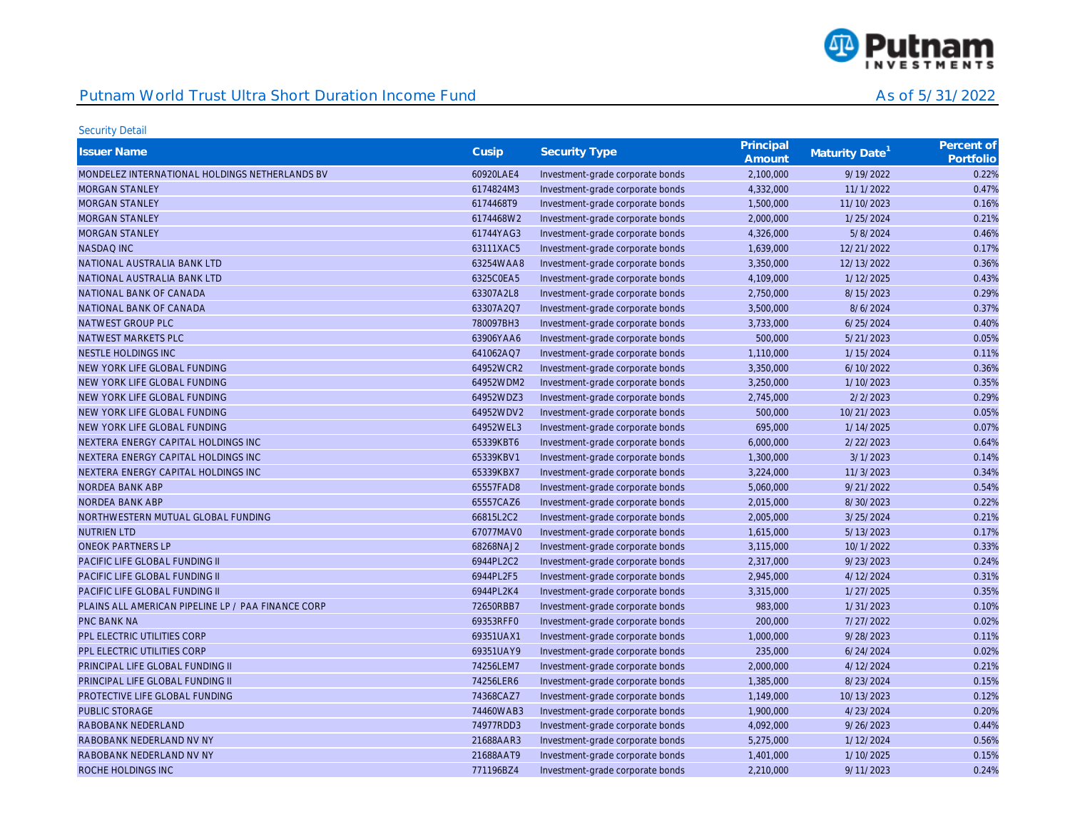## Putnam World Trust Ultra Short Duration Income Fund

As of 5/31/2022

Security Detail

| Issuer Name | Cusip | Security Type | Principal Amount | Maturity Date[1] | Percent of Portfolio |
|---|---|---|---|---|---|
| MONDELEZ INTERNATIONAL HOLDINGS NETHERLANDS BV | 60920LAE4 | Investment-grade corporate bonds | 2,100,000 | 9/19/2022 | 0.22% |
| MORGAN STANLEY | 6174824M3 | Investment-grade corporate bonds | 4,332,000 | 11/1/2022 | 0.47% |
| MORGAN STANLEY | 6174468T9 | Investment-grade corporate bonds | 1,500,000 | 11/10/2023 | 0.16% |
| MORGAN STANLEY | 6174468W2 | Investment-grade corporate bonds | 2,000,000 | 1/25/2024 | 0.21% |
| MORGAN STANLEY | 61744YAG3 | Investment-grade corporate bonds | 4,326,000 | 5/8/2024 | 0.46% |
| NASDAQ INC | 63111XAC5 | Investment-grade corporate bonds | 1,639,000 | 12/21/2022 | 0.17% |
| NATIONAL AUSTRALIA BANK LTD | 63254WAA8 | Investment-grade corporate bonds | 3,350,000 | 12/13/2022 | 0.36% |
| NATIONAL AUSTRALIA BANK LTD | 6325C0EA5 | Investment-grade corporate bonds | 4,109,000 | 1/12/2025 | 0.43% |
| NATIONAL BANK OF CANADA | 63307A2L8 | Investment-grade corporate bonds | 2,750,000 | 8/15/2023 | 0.29% |
| NATIONAL BANK OF CANADA | 63307A2Q7 | Investment-grade corporate bonds | 3,500,000 | 8/6/2024 | 0.37% |
| NATWEST GROUP PLC | 780097BH3 | Investment-grade corporate bonds | 3,733,000 | 6/25/2024 | 0.40% |
| NATWEST MARKETS PLC | 63906YAA6 | Investment-grade corporate bonds | 500,000 | 5/21/2023 | 0.05% |
| NESTLE HOLDINGS INC | 641062AQ7 | Investment-grade corporate bonds | 1,110,000 | 1/15/2024 | 0.11% |
| NEW YORK LIFE GLOBAL FUNDING | 64952WCR2 | Investment-grade corporate bonds | 3,350,000 | 6/10/2022 | 0.36% |
| NEW YORK LIFE GLOBAL FUNDING | 64952WDM2 | Investment-grade corporate bonds | 3,250,000 | 1/10/2023 | 0.35% |
| NEW YORK LIFE GLOBAL FUNDING | 64952WDZ3 | Investment-grade corporate bonds | 2,745,000 | 2/2/2023 | 0.29% |
| NEW YORK LIFE GLOBAL FUNDING | 64952WDV2 | Investment-grade corporate bonds | 500,000 | 10/21/2023 | 0.05% |
| NEW YORK LIFE GLOBAL FUNDING | 64952WEL3 | Investment-grade corporate bonds | 695,000 | 1/14/2025 | 0.07% |
| NEXTERA ENERGY CAPITAL HOLDINGS INC | 65339KBT6 | Investment-grade corporate bonds | 6,000,000 | 2/22/2023 | 0.64% |
| NEXTERA ENERGY CAPITAL HOLDINGS INC | 65339KBV1 | Investment-grade corporate bonds | 1,300,000 | 3/1/2023 | 0.14% |
| NEXTERA ENERGY CAPITAL HOLDINGS INC | 65339KBX7 | Investment-grade corporate bonds | 3,224,000 | 11/3/2023 | 0.34% |
| NORDEA BANK ABP | 65557FAD8 | Investment-grade corporate bonds | 5,060,000 | 9/21/2022 | 0.54% |
| NORDEA BANK ABP | 65557CAZ6 | Investment-grade corporate bonds | 2,015,000 | 8/30/2023 | 0.22% |
| NORTHWESTERN MUTUAL GLOBAL FUNDING | 66815L2C2 | Investment-grade corporate bonds | 2,005,000 | 3/25/2024 | 0.21% |
| NUTRIEN LTD | 67077MAV0 | Investment-grade corporate bonds | 1,615,000 | 5/13/2023 | 0.17% |
| ONEOK PARTNERS LP | 68268NAJ2 | Investment-grade corporate bonds | 3,115,000 | 10/1/2022 | 0.33% |
| PACIFIC LIFE GLOBAL FUNDING II | 6944PL2C2 | Investment-grade corporate bonds | 2,317,000 | 9/23/2023 | 0.24% |
| PACIFIC LIFE GLOBAL FUNDING II | 6944PL2F5 | Investment-grade corporate bonds | 2,945,000 | 4/12/2024 | 0.31% |
| PACIFIC LIFE GLOBAL FUNDING II | 6944PL2K4 | Investment-grade corporate bonds | 3,315,000 | 1/27/2025 | 0.35% |
| PLAINS ALL AMERICAN PIPELINE LP / PAA FINANCE CORP | 72650RBB7 | Investment-grade corporate bonds | 983,000 | 1/31/2023 | 0.10% |
| PNC BANK NA | 69353RFF0 | Investment-grade corporate bonds | 200,000 | 7/27/2022 | 0.02% |
| PPL ELECTRIC UTILITIES CORP | 69351UAX1 | Investment-grade corporate bonds | 1,000,000 | 9/28/2023 | 0.11% |
| PPL ELECTRIC UTILITIES CORP | 69351UAY9 | Investment-grade corporate bonds | 235,000 | 6/24/2024 | 0.02% |
| PRINCIPAL LIFE GLOBAL FUNDING II | 74256LEM7 | Investment-grade corporate bonds | 2,000,000 | 4/12/2024 | 0.21% |
| PRINCIPAL LIFE GLOBAL FUNDING II | 74256LER6 | Investment-grade corporate bonds | 1,385,000 | 8/23/2024 | 0.15% |
| PROTECTIVE LIFE GLOBAL FUNDING | 74368CAZ7 | Investment-grade corporate bonds | 1,149,000 | 10/13/2023 | 0.12% |
| PUBLIC STORAGE | 74460WAB3 | Investment-grade corporate bonds | 1,900,000 | 4/23/2024 | 0.20% |
| RABOBANK NEDERLAND | 74977RDD3 | Investment-grade corporate bonds | 4,092,000 | 9/26/2023 | 0.44% |
| RABOBANK NEDERLAND NV NY | 21688AAR3 | Investment-grade corporate bonds | 5,275,000 | 1/12/2024 | 0.56% |
| RABOBANK NEDERLAND NV NY | 21688AAT9 | Investment-grade corporate bonds | 1,401,000 | 1/10/2025 | 0.15% |
| ROCHE HOLDINGS INC | 771196BZ4 | Investment-grade corporate bonds | 2,210,000 | 9/11/2023 | 0.24% |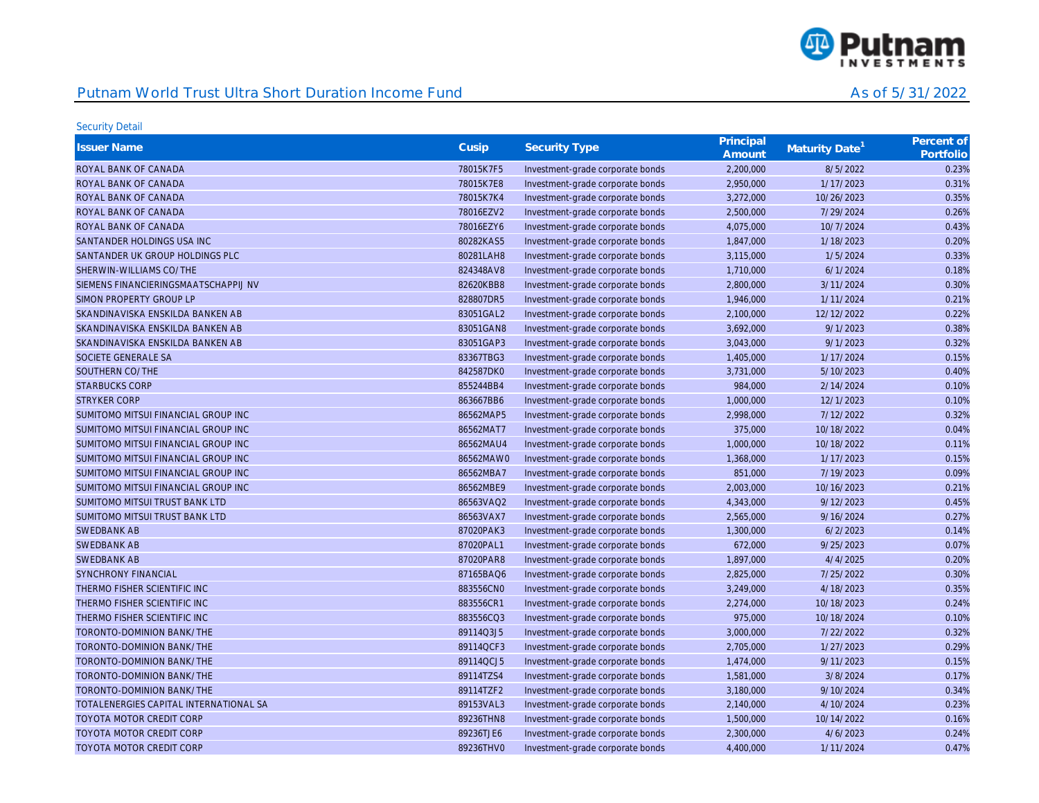## Putnam World Trust Ultra Short Duration Income Fund

As of 5/31/2022

Security Detail

| Issuer Name | Cusip | Security Type | Principal Amount | Maturity Date[1] | Percent of Portfolio |
|---|---|---|---|---|---|
| ROYAL BANK OF CANADA | 78015K7F5 | Investment-grade corporate bonds | 2,200,000 | 8/5/2022 | 0.23% |
| ROYAL BANK OF CANADA | 78015K7E8 | Investment-grade corporate bonds | 2,950,000 | 1/17/2023 | 0.31% |
| ROYAL BANK OF CANADA | 78015K7K4 | Investment-grade corporate bonds | 3,272,000 | 10/26/2023 | 0.35% |
| ROYAL BANK OF CANADA | 78016EZV2 | Investment-grade corporate bonds | 2,500,000 | 7/29/2024 | 0.26% |
| ROYAL BANK OF CANADA | 78016EZY6 | Investment-grade corporate bonds | 4,075,000 | 10/7/2024 | 0.43% |
| SANTANDER HOLDINGS USA INC | 80282KAS5 | Investment-grade corporate bonds | 1,847,000 | 1/18/2023 | 0.20% |
| SANTANDER UK GROUP HOLDINGS PLC | 80281LAH8 | Investment-grade corporate bonds | 3,115,000 | 1/5/2024 | 0.33% |
| SHERWIN-WILLIAMS CO/THE | 824348AV8 | Investment-grade corporate bonds | 1,710,000 | 6/1/2024 | 0.18% |
| SIEMENS FINANCIERINGSMAATSCHAPPIJ NV | 82620KBB8 | Investment-grade corporate bonds | 2,800,000 | 3/11/2024 | 0.30% |
| SIMON PROPERTY GROUP LP | 828807DR5 | Investment-grade corporate bonds | 1,946,000 | 1/11/2024 | 0.21% |
| SKANDINAVISKA ENSKILDA BANKEN AB | 83051GAL2 | Investment-grade corporate bonds | 2,100,000 | 12/12/2022 | 0.22% |
| SKANDINAVISKA ENSKILDA BANKEN AB | 83051GAN8 | Investment-grade corporate bonds | 3,692,000 | 9/1/2023 | 0.38% |
| SKANDINAVISKA ENSKILDA BANKEN AB | 83051GAP3 | Investment-grade corporate bonds | 3,043,000 | 9/1/2023 | 0.32% |
| SOCIETE GENERALE SA | 83367TBG3 | Investment-grade corporate bonds | 1,405,000 | 1/17/2024 | 0.15% |
| SOUTHERN CO/THE | 842587DK0 | Investment-grade corporate bonds | 3,731,000 | 5/10/2023 | 0.40% |
| STARBUCKS CORP | 855244BB4 | Investment-grade corporate bonds | 984,000 | 2/14/2024 | 0.10% |
| STRYKER CORP | 863667BB6 | Investment-grade corporate bonds | 1,000,000 | 12/1/2023 | 0.10% |
| SUMITOMO MITSUI FINANCIAL GROUP INC | 86562MAP5 | Investment-grade corporate bonds | 2,998,000 | 7/12/2022 | 0.32% |
| SUMITOMO MITSUI FINANCIAL GROUP INC | 86562MAT7 | Investment-grade corporate bonds | 375,000 | 10/18/2022 | 0.04% |
| SUMITOMO MITSUI FINANCIAL GROUP INC | 86562MAU4 | Investment-grade corporate bonds | 1,000,000 | 10/18/2022 | 0.11% |
| SUMITOMO MITSUI FINANCIAL GROUP INC | 86562MAW0 | Investment-grade corporate bonds | 1,368,000 | 1/17/2023 | 0.15% |
| SUMITOMO MITSUI FINANCIAL GROUP INC | 86562MBA7 | Investment-grade corporate bonds | 851,000 | 7/19/2023 | 0.09% |
| SUMITOMO MITSUI FINANCIAL GROUP INC | 86562MBE9 | Investment-grade corporate bonds | 2,003,000 | 10/16/2023 | 0.21% |
| SUMITOMO MITSUI TRUST BANK LTD | 86563VAQ2 | Investment-grade corporate bonds | 4,343,000 | 9/12/2023 | 0.45% |
| SUMITOMO MITSUI TRUST BANK LTD | 86563VAX7 | Investment-grade corporate bonds | 2,565,000 | 9/16/2024 | 0.27% |
| SWEDBANK AB | 87020PAK3 | Investment-grade corporate bonds | 1,300,000 | 6/2/2023 | 0.14% |
| SWEDBANK AB | 87020PAL1 | Investment-grade corporate bonds | 672,000 | 9/25/2023 | 0.07% |
| SWEDBANK AB | 87020PAR8 | Investment-grade corporate bonds | 1,897,000 | 4/4/2025 | 0.20% |
| SYNCHRONY FINANCIAL | 87165BAQ6 | Investment-grade corporate bonds | 2,825,000 | 7/25/2022 | 0.30% |
| THERMO FISHER SCIENTIFIC INC | 883556CN0 | Investment-grade corporate bonds | 3,249,000 | 4/18/2023 | 0.35% |
| THERMO FISHER SCIENTIFIC INC | 883556CR1 | Investment-grade corporate bonds | 2,274,000 | 10/18/2023 | 0.24% |
| THERMO FISHER SCIENTIFIC INC | 883556CQ3 | Investment-grade corporate bonds | 975,000 | 10/18/2024 | 0.10% |
| TORONTO-DOMINION BANK/THE | 89114Q3J5 | Investment-grade corporate bonds | 3,000,000 | 7/22/2022 | 0.32% |
| TORONTO-DOMINION BANK/THE | 89114QCF3 | Investment-grade corporate bonds | 2,705,000 | 1/27/2023 | 0.29% |
| TORONTO-DOMINION BANK/THE | 89114QCJ5 | Investment-grade corporate bonds | 1,474,000 | 9/11/2023 | 0.15% |
| TORONTO-DOMINION BANK/THE | 89114TZS4 | Investment-grade corporate bonds | 1,581,000 | 3/8/2024 | 0.17% |
| TORONTO-DOMINION BANK/THE | 89114TZF2 | Investment-grade corporate bonds | 3,180,000 | 9/10/2024 | 0.34% |
| TOTALENERGIES CAPITAL INTERNATIONAL SA | 89153VAL3 | Investment-grade corporate bonds | 2,140,000 | 4/10/2024 | 0.23% |
| TOYOTA MOTOR CREDIT CORP | 89236THN8 | Investment-grade corporate bonds | 1,500,000 | 10/14/2022 | 0.16% |
| TOYOTA MOTOR CREDIT CORP | 89236TJE6 | Investment-grade corporate bonds | 2,300,000 | 4/6/2023 | 0.24% |
| TOYOTA MOTOR CREDIT CORP | 89236THV0 | Investment-grade corporate bonds | 4,400,000 | 1/11/2024 | 0.47% |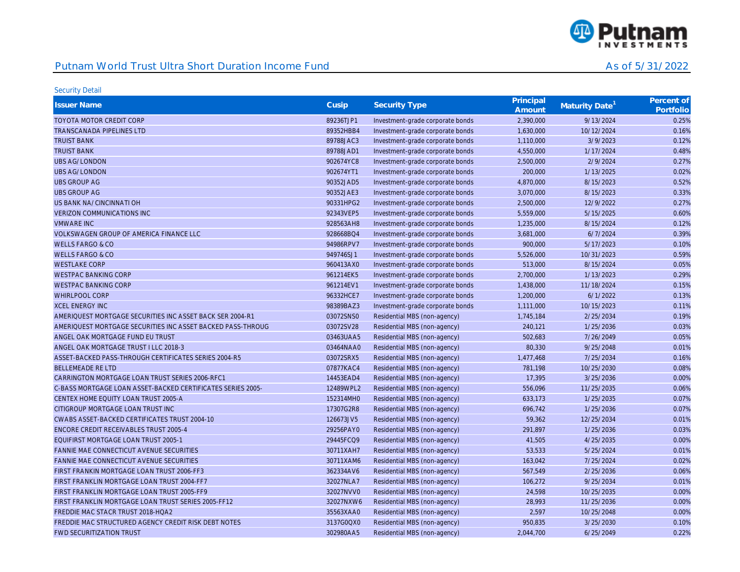# Putnam World Trust Ultra Short Duration Income Fund

As of 5/31/2022

Security Detail

| Issuer Name | Cusip | Security Type | Principal Amount | Maturity Date[1] | Percent of Portfolio |
|---|---|---|---|---|---|
| TOYOTA MOTOR CREDIT CORP | 89236TJP1 | Investment-grade corporate bonds | 2,390,000 | 9/13/2024 | 0.25% |
| TRANSCANADA PIPELINES LTD | 89352HBB4 | Investment-grade corporate bonds | 1,630,000 | 10/12/2024 | 0.16% |
| TRUIST BANK | 89788JAC3 | Investment-grade corporate bonds | 1,110,000 | 3/9/2023 | 0.12% |
| TRUIST BANK | 89788JAD1 | Investment-grade corporate bonds | 4,550,000 | 1/17/2024 | 0.48% |
| UBS AG/LONDON | 902674YC8 | Investment-grade corporate bonds | 2,500,000 | 2/9/2024 | 0.27% |
| UBS AG/LONDON | 902674YT1 | Investment-grade corporate bonds | 200,000 | 1/13/2025 | 0.02% |
| UBS GROUP AG | 90352JAD5 | Investment-grade corporate bonds | 4,870,000 | 8/15/2023 | 0.52% |
| UBS GROUP AG | 90352JAE3 | Investment-grade corporate bonds | 3,070,000 | 8/15/2023 | 0.33% |
| US BANK NA/CINCINNATI OH | 90331HPG2 | Investment-grade corporate bonds | 2,500,000 | 12/9/2022 | 0.27% |
| VERIZON COMMUNICATIONS INC | 92343VEP5 | Investment-grade corporate bonds | 5,559,000 | 5/15/2025 | 0.60% |
| VMWARE INC | 928563AH8 | Investment-grade corporate bonds | 1,235,000 | 8/15/2024 | 0.12% |
| VOLKSWAGEN GROUP OF AMERICA FINANCE LLC | 928668BQ4 | Investment-grade corporate bonds | 3,681,000 | 6/7/2024 | 0.39% |
| WELLS FARGO & CO | 94986RPV7 | Investment-grade corporate bonds | 900,000 | 5/17/2023 | 0.10% |
| WELLS FARGO & CO | 949746SJ1 | Investment-grade corporate bonds | 5,526,000 | 10/31/2023 | 0.59% |
| WESTLAKE CORP | 960413AX0 | Investment-grade corporate bonds | 513,000 | 8/15/2024 | 0.05% |
| WESTPAC BANKING CORP | 961214EK5 | Investment-grade corporate bonds | 2,700,000 | 1/13/2023 | 0.29% |
| WESTPAC BANKING CORP | 961214EV1 | Investment-grade corporate bonds | 1,438,000 | 11/18/2024 | 0.15% |
| WHIRLPOOL CORP | 96332HCE7 | Investment-grade corporate bonds | 1,200,000 | 6/1/2022 | 0.13% |
| XCEL ENERGY INC | 98389BAZ3 | Investment-grade corporate bonds | 1,111,000 | 10/15/2023 | 0.11% |
| AMERIQUEST MORTGAGE SECURITIES INC ASSET BACK SER 2004-R1 | 03072SNS0 | Residential MBS (non-agency) | 1,745,184 | 2/25/2034 | 0.19% |
| AMERIQUEST MORTGAGE SECURITIES INC ASSET BACKED PASS-THROUG | 03072SV28 | Residential MBS (non-agency) | 240,121 | 1/25/2036 | 0.03% |
| ANGEL OAK MORTGAGE FUND EU TRUST | 03463UAA5 | Residential MBS (non-agency) | 502,683 | 7/26/2049 | 0.05% |
| ANGEL OAK MORTGAGE TRUST I LLC 2018-3 | 03464NAA0 | Residential MBS (non-agency) | 80,330 | 9/25/2048 | 0.01% |
| ASSET-BACKED PASS-THROUGH CERTIFICATES SERIES 2004-R5 | 03072SRX5 | Residential MBS (non-agency) | 1,477,468 | 7/25/2034 | 0.16% |
| BELLEMEADE RE LTD | 07877KAC4 | Residential MBS (non-agency) | 781,198 | 10/25/2030 | 0.08% |
| CARRINGTON MORTGAGE LOAN TRUST SERIES 2006-RFC1 | 14453EAD4 | Residential MBS (non-agency) | 17,395 | 3/25/2036 | 0.00% |
| C-BASS MORTGAGE LOAN ASSET-BACKED CERTIFICATES SERIES 2005- | 12489WPL2 | Residential MBS (non-agency) | 556,096 | 11/25/2035 | 0.06% |
| CENTEX HOME EQUITY LOAN TRUST 2005-A | 152314MH0 | Residential MBS (non-agency) | 633,173 | 1/25/2035 | 0.07% |
| CITIGROUP MORTGAGE LOAN TRUST INC | 17307G2R8 | Residential MBS (non-agency) | 696,742 | 1/25/2036 | 0.07% |
| CWABS ASSET-BACKED CERTIFICATES TRUST 2004-10 | 126673JV5 | Residential MBS (non-agency) | 59,362 | 12/25/2034 | 0.01% |
| ENCORE CREDIT RECEIVABLES TRUST 2005-4 | 29256PAY0 | Residential MBS (non-agency) | 291,897 | 1/25/2036 | 0.03% |
| EQUIFIRST MORTGAGE LOAN TRUST 2005-1 | 29445FCQ9 | Residential MBS (non-agency) | 41,505 | 4/25/2035 | 0.00% |
| FANNIE MAE CONNECTICUT AVENUE SECURITIES | 30711XAH7 | Residential MBS (non-agency) | 53,533 | 5/25/2024 | 0.01% |
| FANNIE MAE CONNECTICUT AVENUE SECURITIES | 30711XAM6 | Residential MBS (non-agency) | 163,042 | 7/25/2024 | 0.02% |
| FIRST FRANKIN MORTGAGE LOAN TRUST 2006-FF3 | 362334AV6 | Residential MBS (non-agency) | 567,549 | 2/25/2036 | 0.06% |
| FIRST FRANKLIN MORTGAGE LOAN TRUST 2004-FF7 | 32027NLA7 | Residential MBS (non-agency) | 106,272 | 9/25/2034 | 0.01% |
| FIRST FRANKLIN MORTGAGE LOAN TRUST 2005-FF9 | 32027NVV0 | Residential MBS (non-agency) | 24,598 | 10/25/2035 | 0.00% |
| FIRST FRANKLIN MORTGAGE LOAN TRUST SERIES 2005-FF12 | 32027NXW6 | Residential MBS (non-agency) | 28,993 | 11/25/2036 | 0.00% |
| FREDDIE MAC STACR TRUST 2018-HQA2 | 35563XAA0 | Residential MBS (non-agency) | 2,597 | 10/25/2048 | 0.00% |
| FREDDIE MAC STRUCTURED AGENCY CREDIT RISK DEBT NOTES | 3137G0QX0 | Residential MBS (non-agency) | 950,835 | 3/25/2030 | 0.10% |
| FWD SECURITIZATION TRUST | 302980AA5 | Residential MBS (non-agency) | 2,044,700 | 6/25/2049 | 0.22% |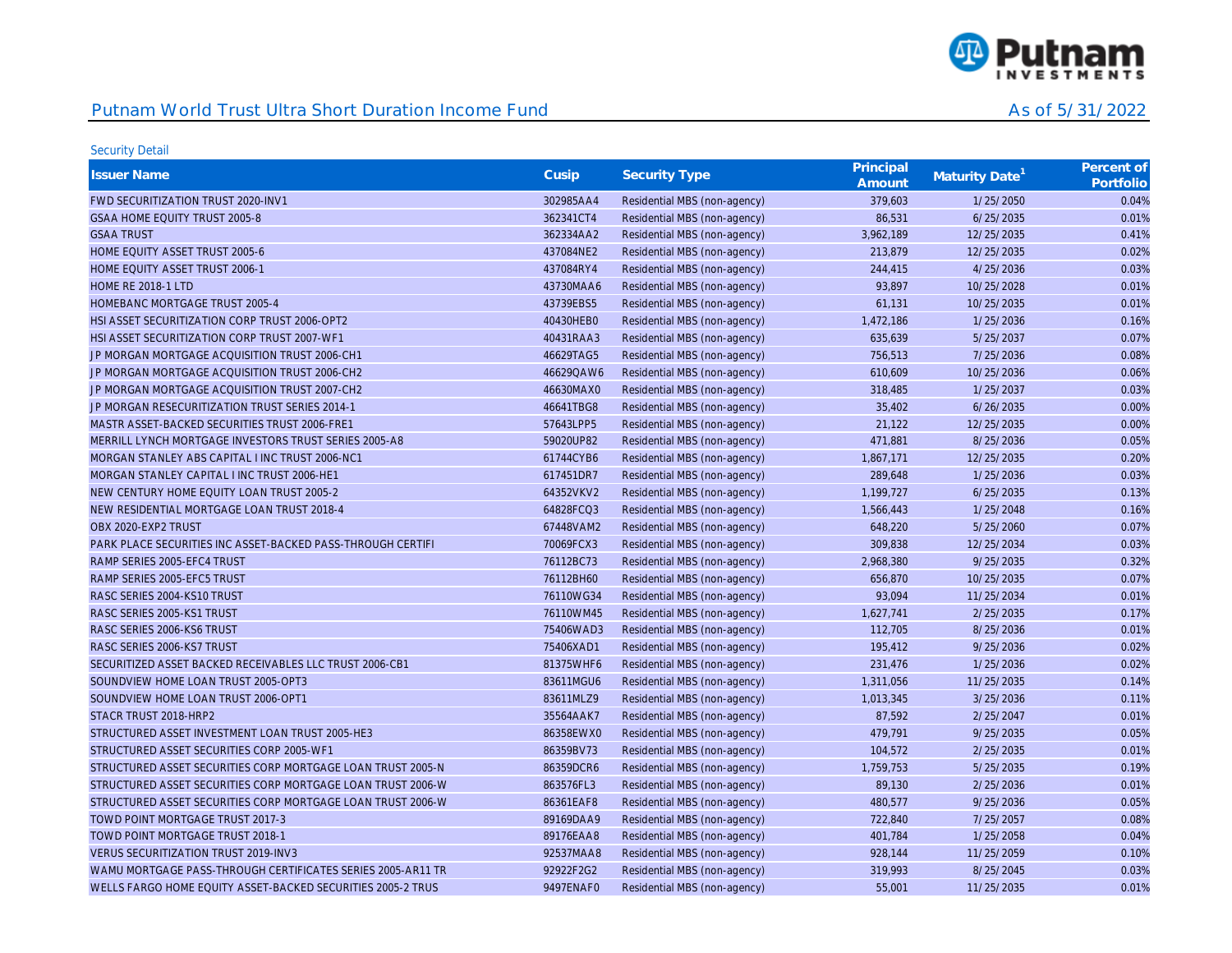# Putnam World Trust Ultra Short Duration Income Fund

As of 5/31/2022

Security Detail

| Issuer Name | Cusip | Security Type | Principal Amount | Maturity Date[1] | Percent of Portfolio |
|---|---|---|---|---|---|
| FWD SECURITIZATION TRUST 2020-INV1 | 302985AA4 | Residential MBS (non-agency) | 379,603 | 1/25/2050 | 0.04% |
| GSAA HOME EQUITY TRUST 2005-8 | 362341CT4 | Residential MBS (non-agency) | 86,531 | 6/25/2035 | 0.01% |
| GSAA TRUST | 362334AA2 | Residential MBS (non-agency) | 3,962,189 | 12/25/2035 | 0.41% |
| HOME EQUITY ASSET TRUST 2005-6 | 437084NE2 | Residential MBS (non-agency) | 213,879 | 12/25/2035 | 0.02% |
| HOME EQUITY ASSET TRUST 2006-1 | 437084RY4 | Residential MBS (non-agency) | 244,415 | 4/25/2036 | 0.03% |
| HOME RE 2018-1 LTD | 43730MAA6 | Residential MBS (non-agency) | 93,897 | 10/25/2028 | 0.01% |
| HOMEBANC MORTGAGE TRUST 2005-4 | 43739EBS5 | Residential MBS (non-agency) | 61,131 | 10/25/2035 | 0.01% |
| HSI ASSET SECURITIZATION CORP TRUST 2006-OPT2 | 40430HEB0 | Residential MBS (non-agency) | 1,472,186 | 1/25/2036 | 0.16% |
| HSI ASSET SECURITIZATION CORP TRUST 2007-WF1 | 40431RAA3 | Residential MBS (non-agency) | 635,639 | 5/25/2037 | 0.07% |
| JP MORGAN MORTGAGE ACQUISITION TRUST 2006-CH1 | 46629TAG5 | Residential MBS (non-agency) | 756,513 | 7/25/2036 | 0.08% |
| JP MORGAN MORTGAGE ACQUISITION TRUST 2006-CH2 | 46629QAW6 | Residential MBS (non-agency) | 610,609 | 10/25/2036 | 0.06% |
| JP MORGAN MORTGAGE ACQUISITION TRUST 2007-CH2 | 46630MAX0 | Residential MBS (non-agency) | 318,485 | 1/25/2037 | 0.03% |
| JP MORGAN RESECURITIZATION TRUST SERIES 2014-1 | 46641TBG8 | Residential MBS (non-agency) | 35,402 | 6/26/2035 | 0.00% |
| MASTR ASSET-BACKED SECURITIES TRUST 2006-FRE1 | 57643LPP5 | Residential MBS (non-agency) | 21,122 | 12/25/2035 | 0.00% |
| MERRILL LYNCH MORTGAGE INVESTORS TRUST SERIES 2005-A8 | 59020UP82 | Residential MBS (non-agency) | 471,881 | 8/25/2036 | 0.05% |
| MORGAN STANLEY ABS CAPITAL I INC TRUST 2006-NC1 | 61744CYB6 | Residential MBS (non-agency) | 1,867,171 | 12/25/2035 | 0.20% |
| MORGAN STANLEY CAPITAL I INC TRUST 2006-HE1 | 617451DR7 | Residential MBS (non-agency) | 289,648 | 1/25/2036 | 0.03% |
| NEW CENTURY HOME EQUITY LOAN TRUST 2005-2 | 64352VKV2 | Residential MBS (non-agency) | 1,199,727 | 6/25/2035 | 0.13% |
| NEW RESIDENTIAL MORTGAGE LOAN TRUST 2018-4 | 64828FCQ3 | Residential MBS (non-agency) | 1,566,443 | 1/25/2048 | 0.16% |
| OBX 2020-EXP2 TRUST | 67448VAM2 | Residential MBS (non-agency) | 648,220 | 5/25/2060 | 0.07% |
| PARK PLACE SECURITIES INC ASSET-BACKED PASS-THROUGH CERTIFI | 70069FCX3 | Residential MBS (non-agency) | 309,838 | 12/25/2034 | 0.03% |
| RAMP SERIES 2005-EFC4 TRUST | 76112BC73 | Residential MBS (non-agency) | 2,968,380 | 9/25/2035 | 0.32% |
| RAMP SERIES 2005-EFC5 TRUST | 76112BH60 | Residential MBS (non-agency) | 656,870 | 10/25/2035 | 0.07% |
| RASC SERIES 2004-KS10 TRUST | 76110WG34 | Residential MBS (non-agency) | 93,094 | 11/25/2034 | 0.01% |
| RASC SERIES 2005-KS1 TRUST | 76110WM45 | Residential MBS (non-agency) | 1,627,741 | 2/25/2035 | 0.17% |
| RASC SERIES 2006-KS6 TRUST | 75406WAD3 | Residential MBS (non-agency) | 112,705 | 8/25/2036 | 0.01% |
| RASC SERIES 2006-KS7 TRUST | 75406XAD1 | Residential MBS (non-agency) | 195,412 | 9/25/2036 | 0.02% |
| SECURITIZED ASSET BACKED RECEIVABLES LLC TRUST 2006-CB1 | 81375WHF6 | Residential MBS (non-agency) | 231,476 | 1/25/2036 | 0.02% |
| SOUNDVIEW HOME LOAN TRUST 2005-OPT3 | 83611MGU6 | Residential MBS (non-agency) | 1,311,056 | 11/25/2035 | 0.14% |
| SOUNDVIEW HOME LOAN TRUST 2006-OPT1 | 83611MLZ9 | Residential MBS (non-agency) | 1,013,345 | 3/25/2036 | 0.11% |
| STACR TRUST 2018-HRP2 | 35564AAK7 | Residential MBS (non-agency) | 87,592 | 2/25/2047 | 0.01% |
| STRUCTURED ASSET INVESTMENT LOAN TRUST 2005-HE3 | 86358EWX0 | Residential MBS (non-agency) | 479,791 | 9/25/2035 | 0.05% |
| STRUCTURED ASSET SECURITIES CORP 2005-WF1 | 86359BV73 | Residential MBS (non-agency) | 104,572 | 2/25/2035 | 0.01% |
| STRUCTURED ASSET SECURITIES CORP MORTGAGE LOAN TRUST 2005-N | 86359DCR6 | Residential MBS (non-agency) | 1,759,753 | 5/25/2035 | 0.19% |
| STRUCTURED ASSET SECURITIES CORP MORTGAGE LOAN TRUST 2006-W | 863576FL3 | Residential MBS (non-agency) | 89,130 | 2/25/2036 | 0.01% |
| STRUCTURED ASSET SECURITIES CORP MORTGAGE LOAN TRUST 2006-W | 86361EAF8 | Residential MBS (non-agency) | 480,577 | 9/25/2036 | 0.05% |
| TOWD POINT MORTGAGE TRUST 2017-3 | 89169DAA9 | Residential MBS (non-agency) | 722,840 | 7/25/2057 | 0.08% |
| TOWD POINT MORTGAGE TRUST 2018-1 | 89176EAA8 | Residential MBS (non-agency) | 401,784 | 1/25/2058 | 0.04% |
| VERUS SECURITIZATION TRUST 2019-INV3 | 92537MAA8 | Residential MBS (non-agency) | 928,144 | 11/25/2059 | 0.10% |
| WAMU MORTGAGE PASS-THROUGH CERTIFICATES SERIES 2005-AR11 TR | 92922F2G2 | Residential MBS (non-agency) | 319,993 | 8/25/2045 | 0.03% |
| WELLS FARGO HOME EQUITY ASSET-BACKED SECURITIES 2005-2 TRUS | 9497ENAF0 | Residential MBS (non-agency) | 55,001 | 11/25/2035 | 0.01% |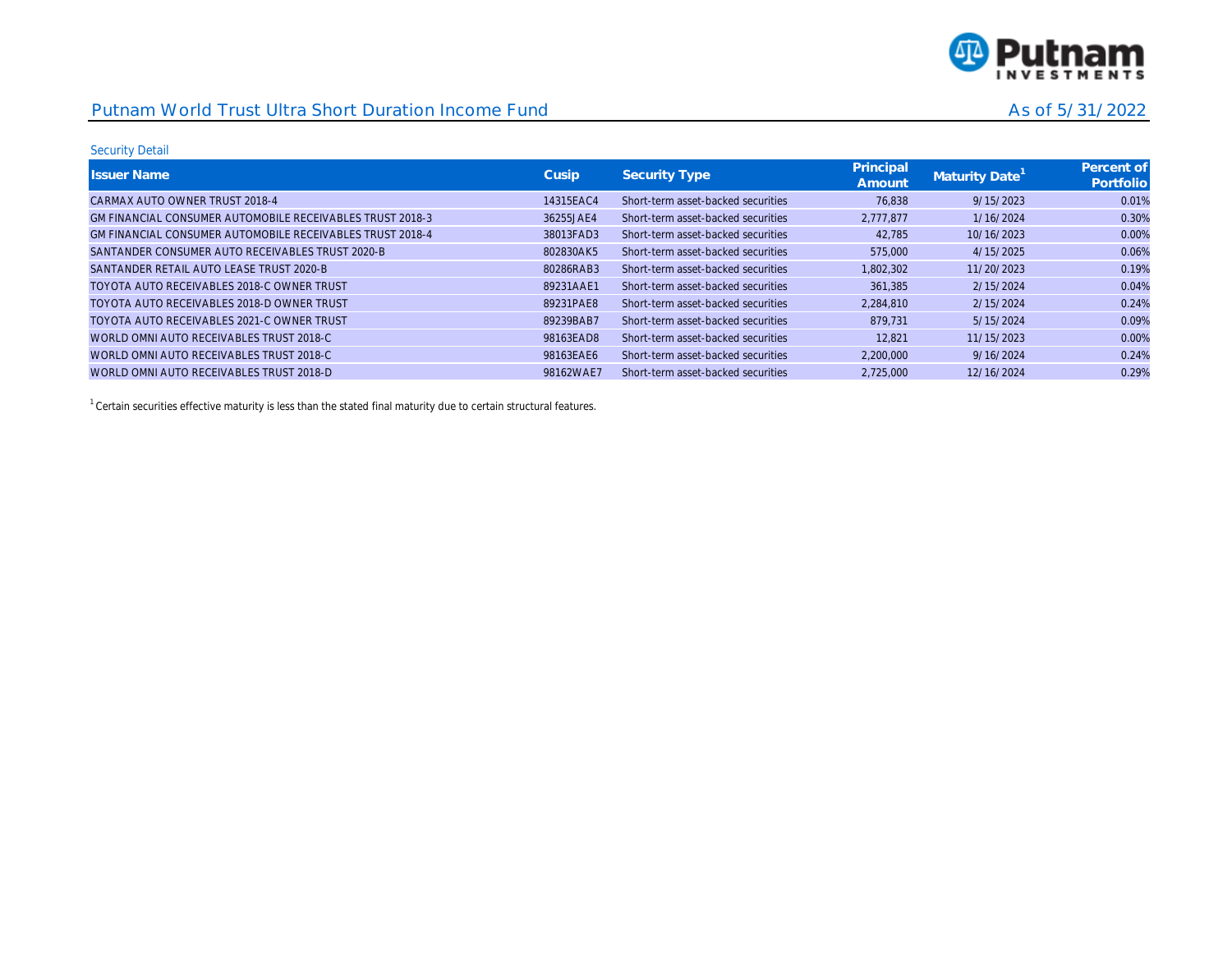Putnam World Trust Ultra Short Duration Income Fund

As of 5/31/2022

Security Detail

| Issuer Name | Cusip | Security Type | Principal Amount | Maturity Date[1] | Percent of Portfolio |
|---|---|---|---|---|---|
| CARMAX AUTO OWNER TRUST 2018-4 | 14315EAC4 | Short-term asset-backed securities | 76,838 | 9/15/2023 | 0.01% |
| GM FINANCIAL CONSUMER AUTOMOBILE RECEIVABLES TRUST 2018-3 | 36255JAE4 | Short-term asset-backed securities | 2,777,877 | 1/16/2024 | 0.30% |
| GM FINANCIAL CONSUMER AUTOMOBILE RECEIVABLES TRUST 2018-4 | 38013FAD3 | Short-term asset-backed securities | 42,785 | 10/16/2023 | 0.00% |
| SANTANDER CONSUMER AUTO RECEIVABLES TRUST 2020-B | 802830AK5 | Short-term asset-backed securities | 575,000 | 4/15/2025 | 0.06% |
| SANTANDER RETAIL AUTO LEASE TRUST 2020-B | 80286RAB3 | Short-term asset-backed securities | 1,802,302 | 11/20/2023 | 0.19% |
| TOYOTA AUTO RECEIVABLES 2018-C OWNER TRUST | 89231AAE1 | Short-term asset-backed securities | 361,385 | 2/15/2024 | 0.04% |
| TOYOTA AUTO RECEIVABLES 2018-D OWNER TRUST | 89231PAE8 | Short-term asset-backed securities | 2,284,810 | 2/15/2024 | 0.24% |
| TOYOTA AUTO RECEIVABLES 2021-C OWNER TRUST | 89239BAB7 | Short-term asset-backed securities | 879,731 | 5/15/2024 | 0.09% |
| WORLD OMNI AUTO RECEIVABLES TRUST 2018-C | 98163EAD8 | Short-term asset-backed securities | 12,821 | 11/15/2023 | 0.00% |
| WORLD OMNI AUTO RECEIVABLES TRUST 2018-C | 98163EAE6 | Short-term asset-backed securities | 2,200,000 | 9/16/2024 | 0.24% |
| WORLD OMNI AUTO RECEIVABLES TRUST 2018-D | 98162WAE7 | Short-term asset-backed securities | 2,725,000 | 12/16/2024 | 0.29% |

[1] Certain securities effective maturity is less than the stated final maturity due to certain structural features.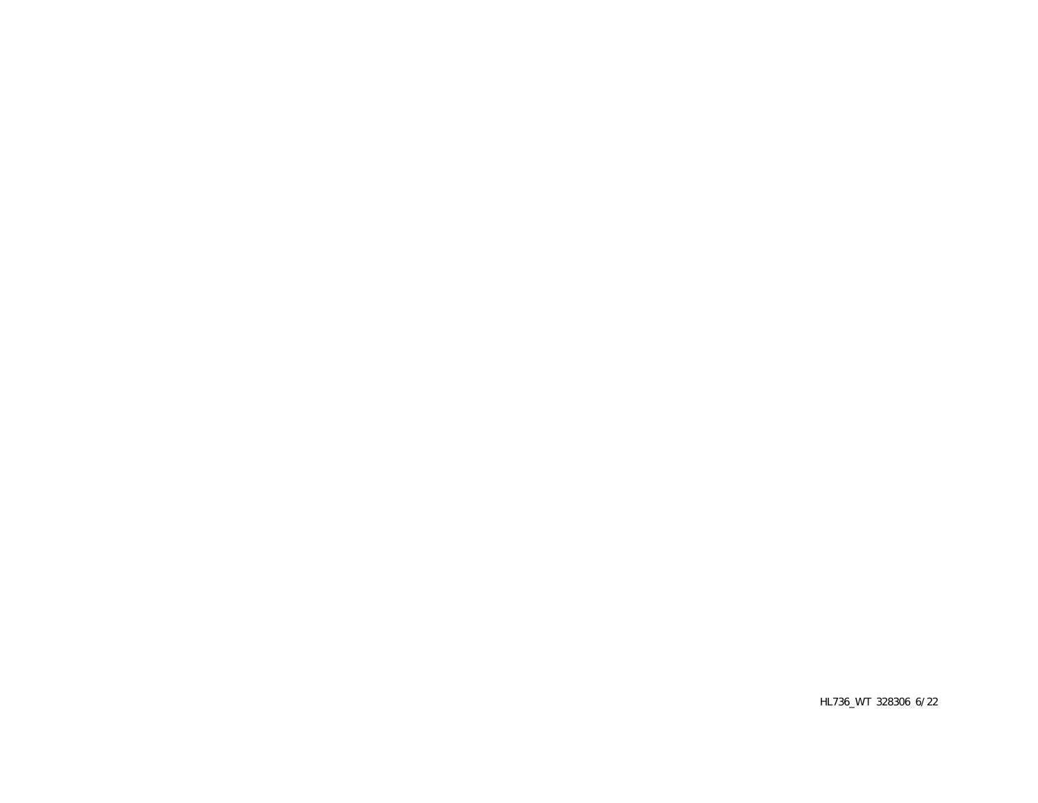HL736_WT 328306 6/22